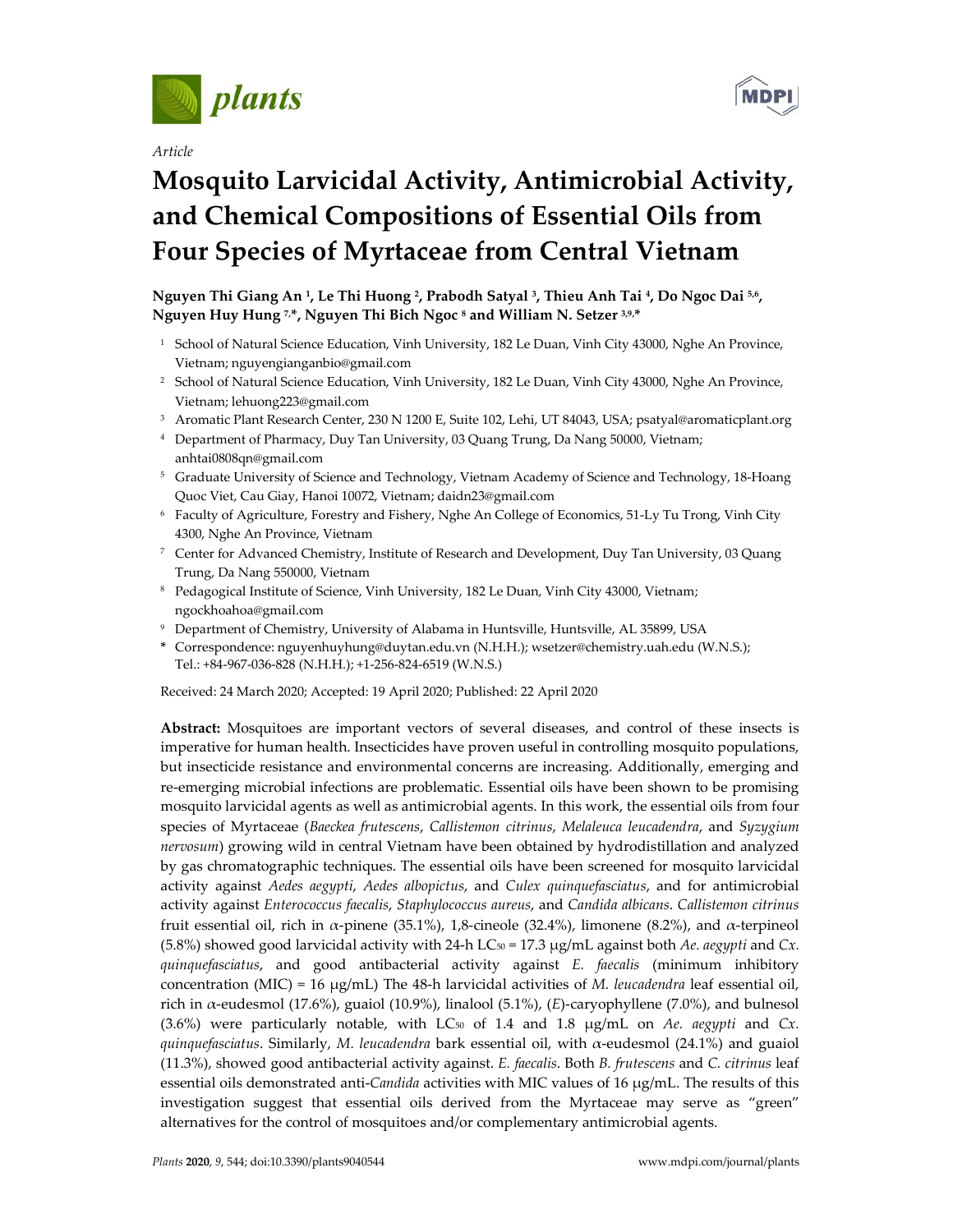*Article*

# Mosquito Larvicidal Activity, Antimicrobial Activity, and Chemical Compositions of Essential Oils from Four Species of Myrtaceae from Central Vietnam

**Nguyen Thi Giang An [1], Le Thi Huong [2], Prabodh Satyal [3], Thieu Anh Tai [4], Do Ngoc Dai [5,6], Nguyen Huy Hung [7,*], Nguyen Thi Bich Ngoc [8] and William N. Setzer [3,9,*]**

[1] School of Natural Science Education, Vinh University, 182 Le Duan, Vinh City 43000, Nghe An Province, Vietnam; nguyengianganbio@gmail.com

[2] School of Natural Science Education, Vinh University, 182 Le Duan, Vinh City 43000, Nghe An Province, Vietnam; lehuong223@gmail.com

[3] Aromatic Plant Research Center, 230 N 1200 E, Suite 102, Lehi, UT 84043, USA; psatyal@aromaticplant.org

[4] Department of Pharmacy, Duy Tan University, 03 Quang Trung, Da Nang 50000, Vietnam; anhtai0808qn@gmail.com

[5] Graduate University of Science and Technology, Vietnam Academy of Science and Technology, 18-Hoang Quoc Viet, Cau Giay, Hanoi 10072, Vietnam; daidn23@gmail.com

[6] Faculty of Agriculture, Forestry and Fishery, Nghe An College of Economics, 51-Ly Tu Trong, Vinh City 4300, Nghe An Province, Vietnam

[7] Center for Advanced Chemistry, Institute of Research and Development, Duy Tan University, 03 Quang Trung, Da Nang 550000, Vietnam

[8] Pedagogical Institute of Science, Vinh University, 182 Le Duan, Vinh City 43000, Vietnam; ngockhoahoa@gmail.com

[9] Department of Chemistry, University of Alabama in Huntsville, Huntsville, AL 35899, USA

\* Correspondence: nguyenhuyhung@duytan.edu.vn (N.H.H.); wsetzer@chemistry.uah.edu (W.N.S.); Tel.: +84-967-036-828 (N.H.H.); +1-256-824-6519 (W.N.S.)

Received: 24 March 2020; Accepted: 19 April 2020; Published: 22 April 2020

**Abstract:** Mosquitoes are important vectors of several diseases, and control of these insects is imperative for human health. Insecticides have proven useful in controlling mosquito populations, but insecticide resistance and environmental concerns are increasing. Additionally, emerging and re-emerging microbial infections are problematic. Essential oils have been shown to be promising mosquito larvicidal agents as well as antimicrobial agents. In this work, the essential oils from four species of Myrtaceae (*Baeckea frutescens*, *Callistemon citrinus*, *Melaleuca leucadendra*, and *Syzygium nervosum*) growing wild in central Vietnam have been obtained by hydrodistillation and analyzed by gas chromatographic techniques. The essential oils have been screened for mosquito larvicidal activity against *Aedes aegypti*, *Aedes albopictus*, and *Culex quinquefasciatus*, and for antimicrobial activity against *Enterococcus faecalis*, *Staphylococcus aureus*, and *Candida albicans*. *Callistemon citrinus* fruit essential oil, rich in α-pinene (35.1%), 1,8-cineole (32.4%), limonene (8.2%), and α-terpineol (5.8%) showed good larvicidal activity with 24-h $LC_{50}$ = 17.3 μg/mL against both *Ae. aegypti* and *Cx. quinquefasciatus*, and good antibacterial activity against *E. faecalis* (minimum inhibitory concentration (MIC) = 16 μg/mL) The 48-h larvicidal activities of *M. leucadendra* leaf essential oil, rich in α-eudesmol (17.6%), guaiol (10.9%), linalool (5.1%), (*E*)-caryophyllene (7.0%), and bulnesol (3.6%) were particularly notable, with $LC_{50}$ of 1.4 and 1.8 μg/mL on *Ae. aegypti* and *Cx. quinquefasciatus*. Similarly, *M. leucadendra* bark essential oil, with α-eudesmol (24.1%) and guaiol (11.3%), showed good antibacterial activity against. *E. faecalis*. Both *B. frutescens* and *C. citrinus* leaf essential oils demonstrated anti-*Candida* activities with MIC values of 16 μg/mL. The results of this investigation suggest that essential oils derived from the Myrtaceae may serve as "green" alternatives for the control of mosquitoes and/or complementary antimicrobial agents.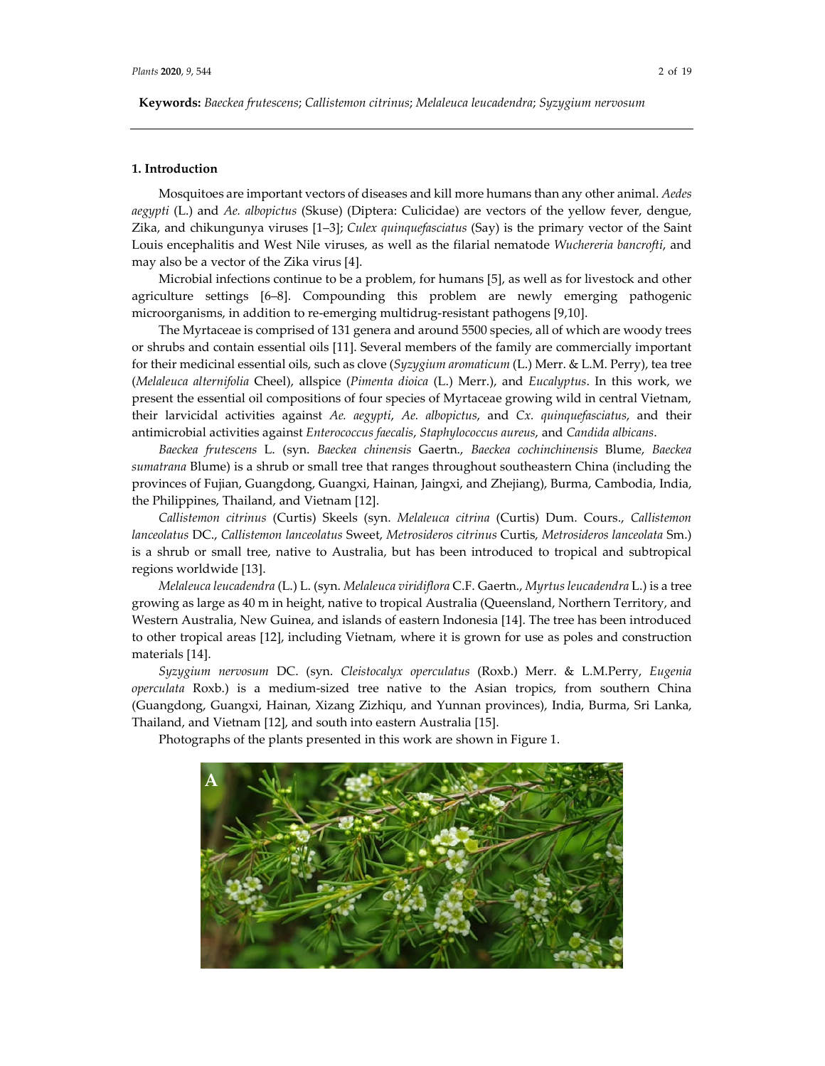**Keywords:** *Baeckea frutescens*; *Callistemon citrinus*; *Melaleuca leucadendra*; *Syzygium nervosum*

## 1. Introduction

Mosquitoes are important vectors of diseases and kill more humans than any other animal. *Aedes aegypti* (L.) and *Ae. albopictus* (Skuse) (Diptera: Culicidae) are vectors of the yellow fever, dengue, Zika, and chikungunya viruses [1–3]; *Culex quinquefasciatus* (Say) is the primary vector of the Saint Louis encephalitis and West Nile viruses, as well as the filarial nematode *Wuchereria bancrofti*, and may also be a vector of the Zika virus [4].

Microbial infections continue to be a problem, for humans [5], as well as for livestock and other agriculture settings [6–8]. Compounding this problem are newly emerging pathogenic microorganisms, in addition to re-emerging multidrug-resistant pathogens [9,10].

The Myrtaceae is comprised of 131 genera and around 5500 species, all of which are woody trees or shrubs and contain essential oils [11]. Several members of the family are commercially important for their medicinal essential oils, such as clove (*Syzygium aromaticum* (L.) Merr. & L.M. Perry), tea tree (*Melaleuca alternifolia* Cheel), allspice (*Pimenta dioica* (L.) Merr.), and *Eucalyptus*. In this work, we present the essential oil compositions of four species of Myrtaceae growing wild in central Vietnam, their larvicidal activities against *Ae. aegypti*, *Ae. albopictus*, and *Cx. quinquefasciatus*, and their antimicrobial activities against *Enterococcus faecalis*, *Staphylococcus aureus*, and *Candida albicans*.

*Baeckea frutescens* L. (syn. *Baeckea chinensis* Gaertn., *Baeckea cochinchinensis* Blume, *Baeckea sumatrana* Blume) is a shrub or small tree that ranges throughout southeastern China (including the provinces of Fujian, Guangdong, Guangxi, Hainan, Jaingxi, and Zhejiang), Burma, Cambodia, India, the Philippines, Thailand, and Vietnam [12].

*Callistemon citrinus* (Curtis) Skeels (syn. *Melaleuca citrina* (Curtis) Dum. Cours., *Callistemon lanceolatus* DC., *Callistemon lanceolatus* Sweet, *Metrosideros citrinus* Curtis, *Metrosideros lanceolata* Sm.) is a shrub or small tree, native to Australia, but has been introduced to tropical and subtropical regions worldwide [13].

*Melaleuca leucadendra* (L.) L. (syn. *Melaleuca viridiflora* C.F. Gaertn., *Myrtus leucadendra* L.) is a tree growing as large as 40 m in height, native to tropical Australia (Queensland, Northern Territory, and Western Australia, New Guinea, and islands of eastern Indonesia [14]. The tree has been introduced to other tropical areas [12], including Vietnam, where it is grown for use as poles and construction materials [14].

*Syzygium nervosum* DC. (syn. *Cleistocalyx operculatus* (Roxb.) Merr. & L.M.Perry, *Eugenia operculata* Roxb.) is a medium-sized tree native to the Asian tropics, from southern China (Guangdong, Guangxi, Hainan, Xizang Zizhiqu, and Yunnan provinces), India, Burma, Sri Lanka, Thailand, and Vietnam [12], and south into eastern Australia [15].

Photographs of the plants presented in this work are shown in Figure 1.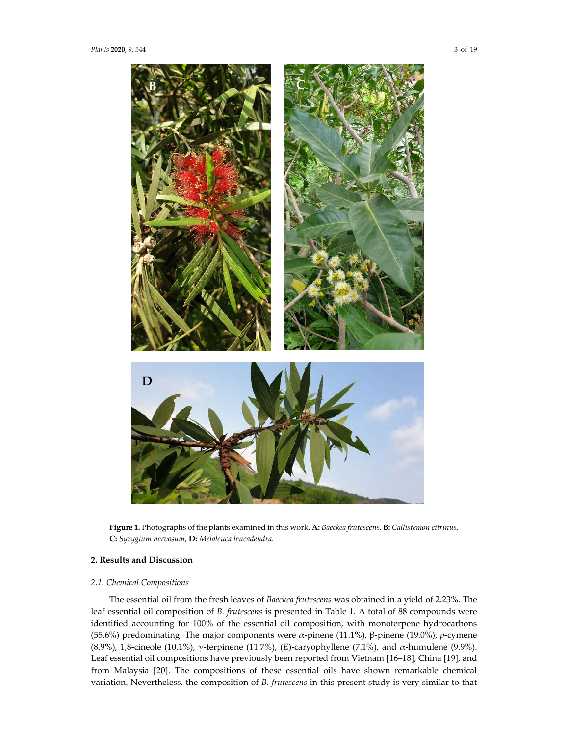**Figure 1.** Photographs of the plants examined in this work. **A:** *Baeckea frutescens*, **B:** *Callistemon citrinus*, **C:** *Syzygium nervosum*, **D:** *Melaleuca leucadendra*.

## 2. Results and Discussion

### 2.1. Chemical Compositions

The essential oil from the fresh leaves of *Baeckea frutescens* was obtained in a yield of 2.23%. The leaf essential oil composition of *B. frutescens* is presented in Table 1. A total of 88 compounds were identified accounting for 100% of the essential oil composition, with monoterpene hydrocarbons (55.6%) predominating. The major components were α-pinene (11.1%), β-pinene (19.0%), *p*-cymene (8.9%), 1,8-cineole (10.1%), γ-terpinene (11.7%), (*E*)-caryophyllene (7.1%), and α-humulene (9.9%). Leaf essential oil compositions have previously been reported from Vietnam [16–18], China [19], and from Malaysia [20]. The compositions of these essential oils have shown remarkable chemical variation. Nevertheless, the composition of *B. frutescens* in this present study is very similar to that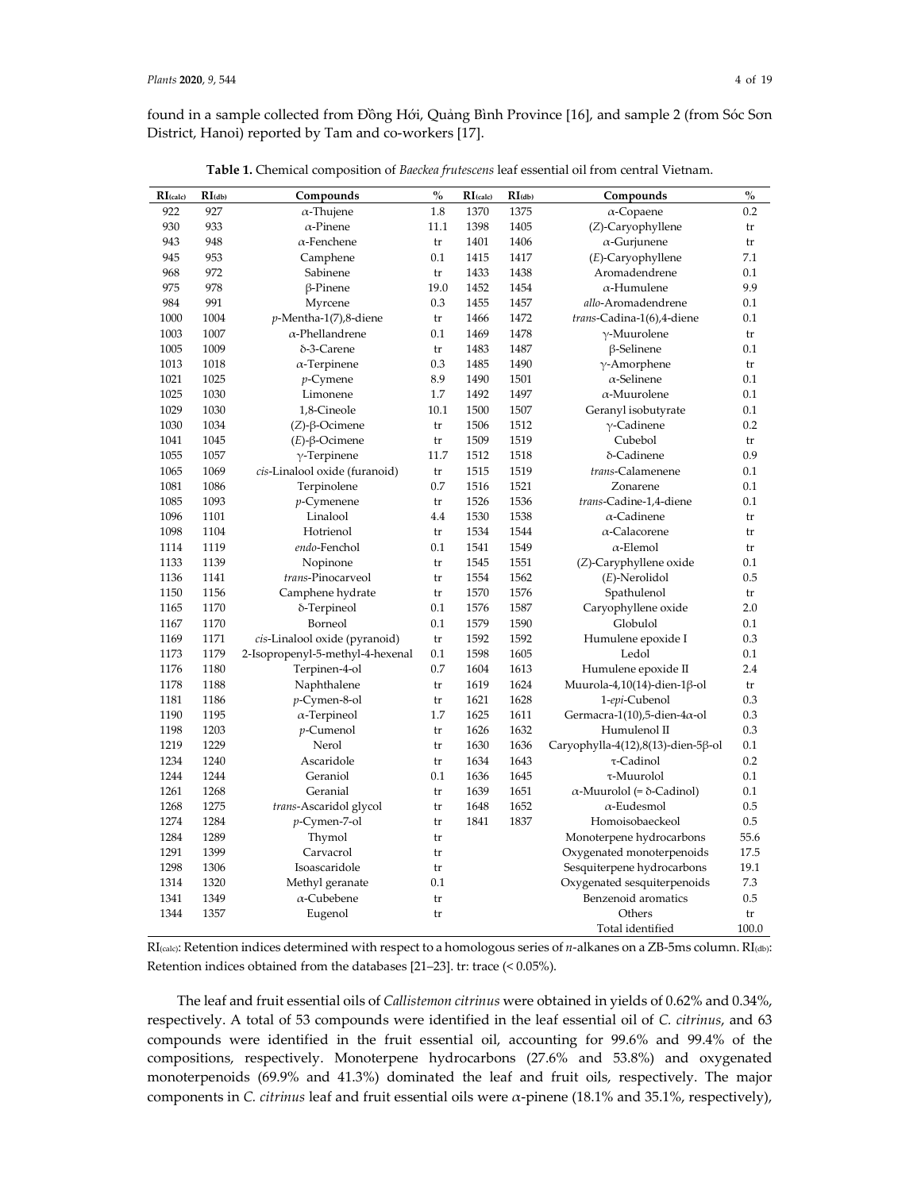found in a sample collected from Đồng Hới, Quảng Bình Province [16], and sample 2 (from Sóc Sơn District, Hanoi) reported by Tam and co-workers [17].

**Table 1.** Chemical composition of *Baeckea frutescens* leaf essential oil from central Vietnam.

| $RI_{(calc)}$ | $RI_{(db)}$ | Compounds | % | $RI_{(calc)}$ | $RI_{(db)}$ | Compounds | % |
|---|---|---|---|---|---|---|---|
| 922 | 927 | α-Thujene | 1.8 | 1370 | 1375 | α-Copaene | 0.2 |
| 930 | 933 | α-Pinene | 11.1 | 1398 | 1405 | (*Z*)-Caryophyllene | tr |
| 943 | 948 | α-Fenchene | tr | 1401 | 1406 | α-Gurjunene | tr |
| 945 | 953 | Camphene | 0.1 | 1415 | 1417 | (*E*)-Caryophyllene | 7.1 |
| 968 | 972 | Sabinene | tr | 1433 | 1438 | Aromadendrene | 0.1 |
| 975 | 978 | β-Pinene | 19.0 | 1452 | 1454 | α-Humulene | 9.9 |
| 984 | 991 | Myrcene | 0.3 | 1455 | 1457 | *allo*-Aromadendrene | 0.1 |
| 1000 | 1004 | *p*-Mentha-1(7),8-diene | tr | 1466 | 1472 | *trans*-Cadina-1(6),4-diene | 0.1 |
| 1003 | 1007 | α-Phellandrene | 0.1 | 1469 | 1478 | γ-Muurolene | tr |
| 1005 | 1009 | δ-3-Carene | tr | 1483 | 1487 | β-Selinene | 0.1 |
| 1013 | 1018 | α-Terpinene | 0.3 | 1485 | 1490 | γ-Amorphene | tr |
| 1021 | 1025 | *p*-Cymene | 8.9 | 1490 | 1501 | α-Selinene | 0.1 |
| 1025 | 1030 | Limonene | 1.7 | 1492 | 1497 | α-Muurolene | 0.1 |
| 1029 | 1030 | 1,8-Cineole | 10.1 | 1500 | 1507 | Geranyl isobutyrate | 0.1 |
| 1030 | 1034 | (*Z*)-β-Ocimene | tr | 1506 | 1512 | γ-Cadinene | 0.2 |
| 1041 | 1045 | (*E*)-β-Ocimene | tr | 1509 | 1519 | Cubebol | tr |
| 1055 | 1057 | γ-Terpinene | 11.7 | 1512 | 1518 | δ-Cadinene | 0.9 |
| 1065 | 1069 | *cis*-Linalool oxide (furanoid) | tr | 1515 | 1519 | *trans*-Calamenene | 0.1 |
| 1081 | 1086 | Terpinolene | 0.7 | 1516 | 1521 | Zonarene | 0.1 |
| 1085 | 1093 | *p*-Cymenene | tr | 1526 | 1536 | *trans*-Cadine-1,4-diene | 0.1 |
| 1096 | 1101 | Linalool | 4.4 | 1530 | 1538 | α-Cadinene | tr |
| 1098 | 1104 | Hotrienol | tr | 1534 | 1544 | α-Calacorene | tr |
| 1114 | 1119 | *endo*-Fenchol | 0.1 | 1541 | 1549 | α-Elemol | tr |
| 1133 | 1139 | Nopinone | tr | 1545 | 1551 | (*Z*)-Caryphyllene oxide | 0.1 |
| 1136 | 1141 | *trans*-Pinocarveol | tr | 1554 | 1562 | (*E*)-Nerolidol | 0.5 |
| 1150 | 1156 | Camphene hydrate | tr | 1570 | 1576 | Spathulenol | tr |
| 1165 | 1170 | δ-Terpineol | 0.1 | 1576 | 1587 | Caryophyllene oxide | 2.0 |
| 1167 | 1170 | Borneol | 0.1 | 1579 | 1590 | Globulol | 0.1 |
| 1169 | 1171 | *cis*-Linalool oxide (pyranoid) | tr | 1592 | 1592 | Humulene epoxide I | 0.3 |
| 1173 | 1179 | 2-Isopropenyl-5-methyl-4-hexenal | 0.1 | 1598 | 1605 | Ledol | 0.1 |
| 1176 | 1180 | Terpinen-4-ol | 0.7 | 1604 | 1613 | Humulene epoxide II | 2.4 |
| 1178 | 1188 | Naphthalene | tr | 1619 | 1624 | Muurola-4,10(14)-dien-1β-ol | tr |
| 1181 | 1186 | *p*-Cymen-8-ol | tr | 1621 | 1628 | 1-*epi*-Cubenol | 0.3 |
| 1190 | 1195 | α-Terpineol | 1.7 | 1625 | 1611 | Germacra-1(10),5-dien-4α-ol | 0.3 |
| 1198 | 1203 | *p*-Cumenol | tr | 1626 | 1632 | Humulenol II | 0.3 |
| 1219 | 1229 | Nerol | tr | 1630 | 1636 | Caryophylla-4(12),8(13)-dien-5β-ol | 0.1 |
| 1234 | 1240 | Ascaridole | tr | 1634 | 1643 | τ-Cadinol | 0.2 |
| 1244 | 1244 | Geraniol | 0.1 | 1636 | 1645 | τ-Muurolol | 0.1 |
| 1261 | 1268 | Geranial | tr | 1639 | 1651 | α-Muurolol (= δ-Cadinol) | 0.1 |
| 1268 | 1275 | *trans*-Ascaridol glycol | tr | 1648 | 1652 | α-Eudesmol | 0.5 |
| 1274 | 1284 | *p*-Cymen-7-ol | tr | 1841 | 1837 | Homoisobaeckeol | 0.5 |
| 1284 | 1289 | Thymol | tr | | | Monoterpene hydrocarbons | 55.6 |
| 1291 | 1399 | Carvacrol | tr | | | Oxygenated monoterpenoids | 17.5 |
| 1298 | 1306 | Isoascaridole | tr | | | Sesquiterpene hydrocarbons | 19.1 |
| 1314 | 1320 | Methyl geranate | 0.1 | | | Oxygenated sesquiterpenoids | 7.3 |
| 1341 | 1349 | α-Cubebene | tr | | | Benzenoid aromatics | 0.5 |
| 1344 | 1357 | Eugenol | tr | | | Others | tr |
| | | | | | | Total identified | 100.0 |

$RI_{(calc)}$: Retention indices determined with respect to a homologous series of *n*-alkanes on a ZB-5ms column. $RI_{(db)}$: Retention indices obtained from the databases [21–23]. tr: trace (< 0.05%).

The leaf and fruit essential oils of *Callistemon citrinus* were obtained in yields of 0.62% and 0.34%, respectively. A total of 53 compounds were identified in the leaf essential oil of *C. citrinus*, and 63 compounds were identified in the fruit essential oil, accounting for 99.6% and 99.4% of the compositions, respectively. Monoterpene hydrocarbons (27.6% and 53.8%) and oxygenated monoterpenoids (69.9% and 41.3%) dominated the leaf and fruit oils, respectively. The major components in *C. citrinus* leaf and fruit essential oils were α-pinene (18.1% and 35.1%, respectively),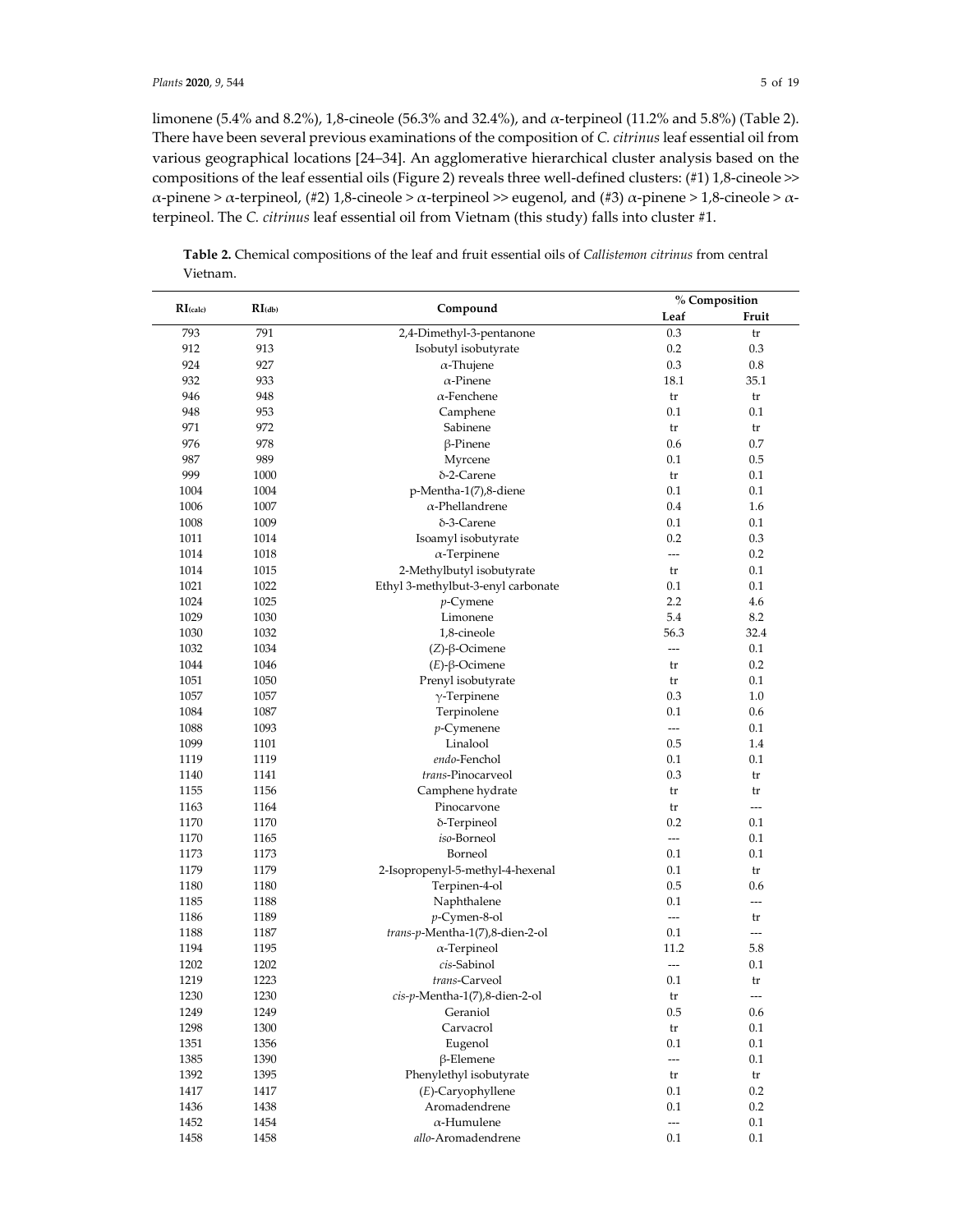limonene (5.4% and 8.2%), 1,8-cineole (56.3% and 32.4%), and α-terpineol (11.2% and 5.8%) (Table 2). There have been several previous examinations of the composition of *C. citrinus* leaf essential oil from various geographical locations [24–34]. An agglomerative hierarchical cluster analysis based on the compositions of the leaf essential oils (Figure 2) reveals three well-defined clusters: (#1) 1,8-cineole >> α-pinene > α-terpineol, (#2) 1,8-cineole > α-terpineol >> eugenol, and (#3) α-pinene > 1,8-cineole > α-terpineol. The *C. citrinus* leaf essential oil from Vietnam (this study) falls into cluster #1.

**Table 2.** Chemical compositions of the leaf and fruit essential oils of *Callistemon citrinus* from central Vietnam.

| $RI_{(calc)}$ | $RI_{(db)}$ | Compound | % Composition | |
|---|---|---|---|---|
| | | | Leaf | Fruit |
| 793 | 791 | 2,4-Dimethyl-3-pentanone | 0.3 | tr |
| 912 | 913 | Isobutyl isobutyrate | 0.2 | 0.3 |
| 924 | 927 | α-Thujene | 0.3 | 0.8 |
| 932 | 933 | α-Pinene | 18.1 | 35.1 |
| 946 | 948 | α-Fenchene | tr | tr |
| 948 | 953 | Camphene | 0.1 | 0.1 |
| 971 | 972 | Sabinene | tr | tr |
| 976 | 978 | β-Pinene | 0.6 | 0.7 |
| 987 | 989 | Myrcene | 0.1 | 0.5 |
| 999 | 1000 | δ-2-Carene | tr | 0.1 |
| 1004 | 1004 | p-Mentha-1(7),8-diene | 0.1 | 0.1 |
| 1006 | 1007 | α-Phellandrene | 0.4 | 1.6 |
| 1008 | 1009 | δ-3-Carene | 0.1 | 0.1 |
| 1011 | 1014 | Isoamyl isobutyrate | 0.2 | 0.3 |
| 1014 | 1018 | α-Terpinene | --- | 0.2 |
| 1014 | 1015 | 2-Methylbutyl isobutyrate | tr | 0.1 |
| 1021 | 1022 | Ethyl 3-methylbut-3-enyl carbonate | 0.1 | 0.1 |
| 1024 | 1025 | *p*-Cymene | 2.2 | 4.6 |
| 1029 | 1030 | Limonene | 5.4 | 8.2 |
| 1030 | 1032 | 1,8-cineole | 56.3 | 32.4 |
| 1032 | 1034 | (*Z*)-β-Ocimene | --- | 0.1 |
| 1044 | 1046 | (*E*)-β-Ocimene | tr | 0.2 |
| 1051 | 1050 | Prenyl isobutyrate | tr | 0.1 |
| 1057 | 1057 | γ-Terpinene | 0.3 | 1.0 |
| 1084 | 1087 | Terpinolene | 0.1 | 0.6 |
| 1088 | 1093 | *p*-Cymenene | --- | 0.1 |
| 1099 | 1101 | Linalool | 0.5 | 1.4 |
| 1119 | 1119 | *endo*-Fenchol | 0.1 | 0.1 |
| 1140 | 1141 | *trans*-Pinocarveol | 0.3 | tr |
| 1155 | 1156 | Camphene hydrate | tr | tr |
| 1163 | 1164 | Pinocarvone | tr | --- |
| 1170 | 1170 | δ-Terpineol | 0.2 | 0.1 |
| 1170 | 1165 | *iso*-Borneol | --- | 0.1 |
| 1173 | 1173 | Borneol | 0.1 | 0.1 |
| 1179 | 1179 | 2-Isopropenyl-5-methyl-4-hexenal | 0.1 | tr |
| 1180 | 1180 | Terpinen-4-ol | 0.5 | 0.6 |
| 1185 | 1188 | Naphthalene | 0.1 | --- |
| 1186 | 1189 | *p*-Cymen-8-ol | --- | tr |
| 1188 | 1187 | *trans*-*p*-Mentha-1(7),8-dien-2-ol | 0.1 | --- |
| 1194 | 1195 | α-Terpineol | 11.2 | 5.8 |
| 1202 | 1202 | *cis*-Sabinol | --- | 0.1 |
| 1219 | 1223 | *trans*-Carveol | 0.1 | tr |
| 1230 | 1230 | *cis*-*p*-Mentha-1(7),8-dien-2-ol | tr | --- |
| 1249 | 1249 | Geraniol | 0.5 | 0.6 |
| 1298 | 1300 | Carvacrol | tr | 0.1 |
| 1351 | 1356 | Eugenol | 0.1 | 0.1 |
| 1385 | 1390 | β-Elemene | --- | 0.1 |
| 1392 | 1395 | Phenylethyl isobutyrate | tr | tr |
| 1417 | 1417 | (*E*)-Caryophyllene | 0.1 | 0.2 |
| 1436 | 1438 | Aromadendrene | 0.1 | 0.2 |
| 1452 | 1454 | α-Humulene | --- | 0.1 |
| 1458 | 1458 | *allo*-Aromadendrene | 0.1 | 0.1 |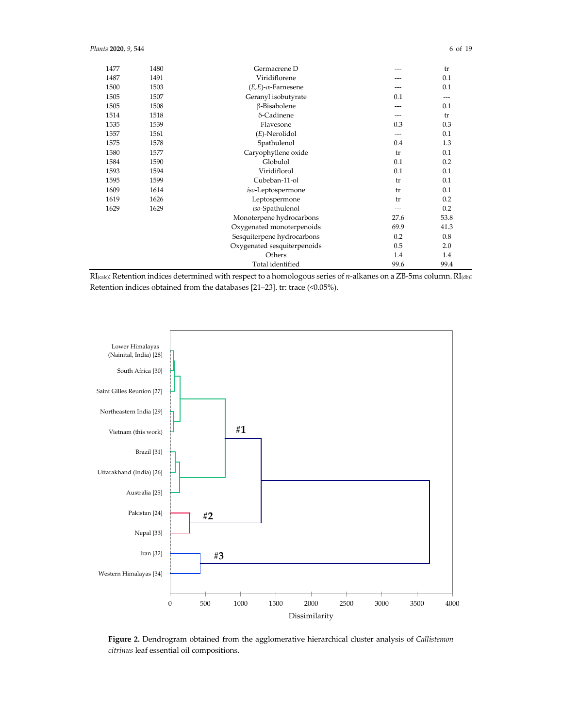| $RI_{(calc)}$ | $RI_{(db)}$ | Compound | | |
|---|---|---|---|---|
| 1477 | 1480 | Germacrene D | --- | tr |
| 1487 | 1491 | Viridiflorene | --- | 0.1 |
| 1500 | 1503 | (*E*,*E*)-α-Farnesene | --- | 0.1 |
| 1505 | 1507 | Geranyl isobutyrate | 0.1 | --- |
| 1505 | 1508 | β-Bisabolene | --- | 0.1 |
| 1514 | 1518 | δ-Cadinene | --- | tr |
| 1535 | 1539 | Flavesone | 0.3 | 0.3 |
| 1557 | 1561 | (*E*)-Nerolidol | --- | 0.1 |
| 1575 | 1578 | Spathulenol | 0.4 | 1.3 |
| 1580 | 1577 | Caryophyllene oxide | tr | 0.1 |
| 1584 | 1590 | Globulol | 0.1 | 0.2 |
| 1593 | 1594 | Viridiflorol | 0.1 | 0.1 |
| 1595 | 1599 | Cubeban-11-ol | tr | 0.1 |
| 1609 | 1614 | *iso*-Leptospermone | tr | 0.1 |
| 1619 | 1626 | Leptospermone | tr | 0.2 |
| 1629 | 1629 | *iso*-Spathulenol | --- | 0.2 |
| | | Monoterpene hydrocarbons | 27.6 | 53.8 |
| | | Oxygenated monoterpenoids | 69.9 | 41.3 |
| | | Sesquiterpene hydrocarbons | 0.2 | 0.8 |
| | | Oxygenated sesquiterpenoids | 0.5 | 2.0 |
| | | Others | 1.4 | 1.4 |
| | | Total identified | 99.6 | 99.4 |

$RI_{(calc)}$: Retention indices determined with respect to a homologous series of *n*-alkanes on a ZB-5ms column. $RI_{(db)}$: Retention indices obtained from the databases [21–23]. tr: trace (<0.05%).

**Figure 2.** Dendrogram obtained from the agglomerative hierarchical cluster analysis of *Callistemon citrinus* leaf essential oil compositions.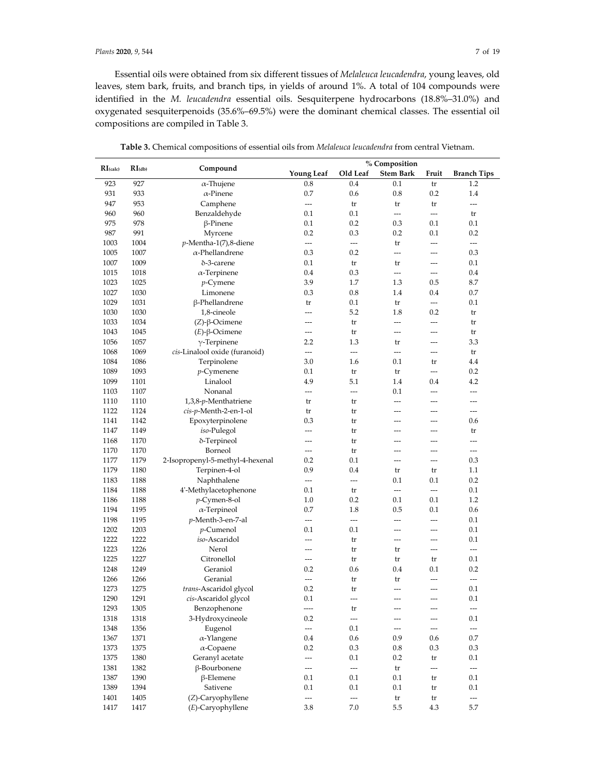Essential oils were obtained from six different tissues of *Melaleuca leucadendra*, young leaves, old leaves, stem bark, fruits, and branch tips, in yields of around 1%. A total of 104 compounds were identified in the *M. leucadendra* essential oils. Sesquiterpene hydrocarbons (18.8%–31.0%) and oxygenated sesquiterpenoids (35.6%–69.5%) were the dominant chemical classes. The essential oil compositions are compiled in Table 3.

**Table 3.** Chemical compositions of essential oils from *Melaleuca leucadendra* from central Vietnam.

| $RI_{(calc)}$ | $RI_{(db)}$ | Compound | % Composition | | | | |
|---|---|---|---|---|---|---|---|
| | | | **Young Leaf** | **Old Leaf** | **Stem Bark** | **Fruit** | **Branch Tips** |
| 923 | 927 | α-Thujene | 0.8 | 0.4 | 0.1 | tr | 1.2 |
| 931 | 933 | α-Pinene | 0.7 | 0.6 | 0.8 | 0.2 | 1.4 |
| 947 | 953 | Camphene | --- | tr | tr | tr | --- |
| 960 | 960 | Benzaldehyde | 0.1 | 0.1 | --- | --- | tr |
| 975 | 978 | β-Pinene | 0.1 | 0.2 | 0.3 | 0.1 | 0.1 |
| 987 | 991 | Myrcene | 0.2 | 0.3 | 0.2 | 0.1 | 0.2 |
| 1003 | 1004 | *p*-Mentha-1(7),8-diene | --- | --- | tr | --- | --- |
| 1005 | 1007 | α-Phellandrene | 0.3 | 0.2 | --- | --- | 0.3 |
| 1007 | 1009 | δ-3-carene | 0.1 | tr | tr | --- | 0.1 |
| 1015 | 1018 | α-Terpinene | 0.4 | 0.3 | --- | --- | 0.4 |
| 1023 | 1025 | *p*-Cymene | 3.9 | 1.7 | 1.3 | 0.5 | 8.7 |
| 1027 | 1030 | Limonene | 0.3 | 0.8 | 1.4 | 0.4 | 0.7 |
| 1029 | 1031 | β-Phellandrene | tr | 0.1 | tr | --- | 0.1 |
| 1030 | 1030 | 1,8-cineole | --- | 5.2 | 1.8 | 0.2 | tr |
| 1033 | 1034 | (*Z*)-β-Ocimene | --- | tr | --- | --- | tr |
| 1043 | 1045 | (*E*)-β-Ocimene | --- | tr | --- | --- | tr |
| 1056 | 1057 | γ-Terpinene | 2.2 | 1.3 | tr | --- | 3.3 |
| 1068 | 1069 | *cis*-Linalool oxide (furanoid) | --- | --- | --- | --- | tr |
| 1084 | 1086 | Terpinolene | 3.0 | 1.6 | 0.1 | tr | 4.4 |
| 1089 | 1093 | *p*-Cymenene | 0.1 | tr | tr | --- | 0.2 |
| 1099 | 1101 | Linalool | 4.9 | 5.1 | 1.4 | 0.4 | 4.2 |
| 1103 | 1107 | Nonanal | --- | --- | 0.1 | --- | --- |
| 1110 | 1110 | 1,3,8-*p*-Menthatriene | tr | tr | --- | --- | --- |
| 1122 | 1124 | *cis*-*p*-Menth-2-en-1-ol | tr | tr | --- | --- | --- |
| 1141 | 1142 | Epoxyterpinolene | 0.3 | tr | --- | --- | 0.6 |
| 1147 | 1149 | *iso*-Pulegol | --- | tr | --- | --- | tr |
| 1168 | 1170 | δ-Terpineol | --- | tr | --- | --- | --- |
| 1170 | 1170 | Borneol | --- | tr | --- | --- | --- |
| 1177 | 1179 | 2-Isopropenyl-5-methyl-4-hexenal | 0.2 | 0.1 | --- | --- | 0.3 |
| 1179 | 1180 | Terpinen-4-ol | 0.9 | 0.4 | tr | tr | 1.1 |
| 1183 | 1188 | Naphthalene | --- | --- | 0.1 | 0.1 | 0.2 |
| 1184 | 1188 | 4'-Methylacetophenone | 0.1 | tr | --- | --- | 0.1 |
| 1186 | 1188 | *p*-Cymen-8-ol | 1.0 | 0.2 | 0.1 | 0.1 | 1.2 |
| 1194 | 1195 | α-Terpineol | 0.7 | 1.8 | 0.5 | 0.1 | 0.6 |
| 1198 | 1195 | *p*-Menth-3-en-7-al | --- | --- | --- | --- | 0.1 |
| 1202 | 1203 | *p*-Cumenol | 0.1 | 0.1 | --- | --- | 0.1 |
| 1222 | 1222 | *iso*-Ascaridol | --- | tr | --- | --- | 0.1 |
| 1223 | 1226 | Nerol | --- | tr | tr | --- | --- |
| 1225 | 1227 | Citronellol | --- | tr | tr | tr | 0.1 |
| 1248 | 1249 | Geraniol | 0.2 | 0.6 | 0.4 | 0.1 | 0.2 |
| 1266 | 1266 | Geranial | --- | tr | tr | --- | --- |
| 1273 | 1275 | *trans*-Ascaridol glycol | 0.2 | tr | --- | --- | 0.1 |
| 1290 | 1291 | *cis*-Ascaridol glycol | 0.1 | --- | --- | --- | 0.1 |
| 1293 | 1305 | Benzophenone | ---- | tr | --- | --- | --- |
| 1318 | 1318 | 3-Hydroxycineole | 0.2 | --- | --- | --- | 0.1 |
| 1348 | 1356 | Eugenol | --- | 0.1 | --- | --- | --- |
| 1367 | 1371 | α-Ylangene | 0.4 | 0.6 | 0.9 | 0.6 | 0.7 |
| 1373 | 1375 | α-Copaene | 0.2 | 0.3 | 0.8 | 0.3 | 0.3 |
| 1375 | 1380 | Geranyl acetate | --- | 0.1 | 0.2 | tr | 0.1 |
| 1381 | 1382 | β-Bourbonene | --- | --- | tr | --- | --- |
| 1387 | 1390 | β-Elemene | 0.1 | 0.1 | 0.1 | tr | 0.1 |
| 1389 | 1394 | Sativene | 0.1 | 0.1 | 0.1 | tr | 0.1 |
| 1401 | 1405 | (*Z*)-Caryophyllene | --- | --- | tr | tr | --- |
| 1417 | 1417 | (*E*)-Caryophyllene | 3.8 | 7.0 | 5.5 | 4.3 | 5.7 |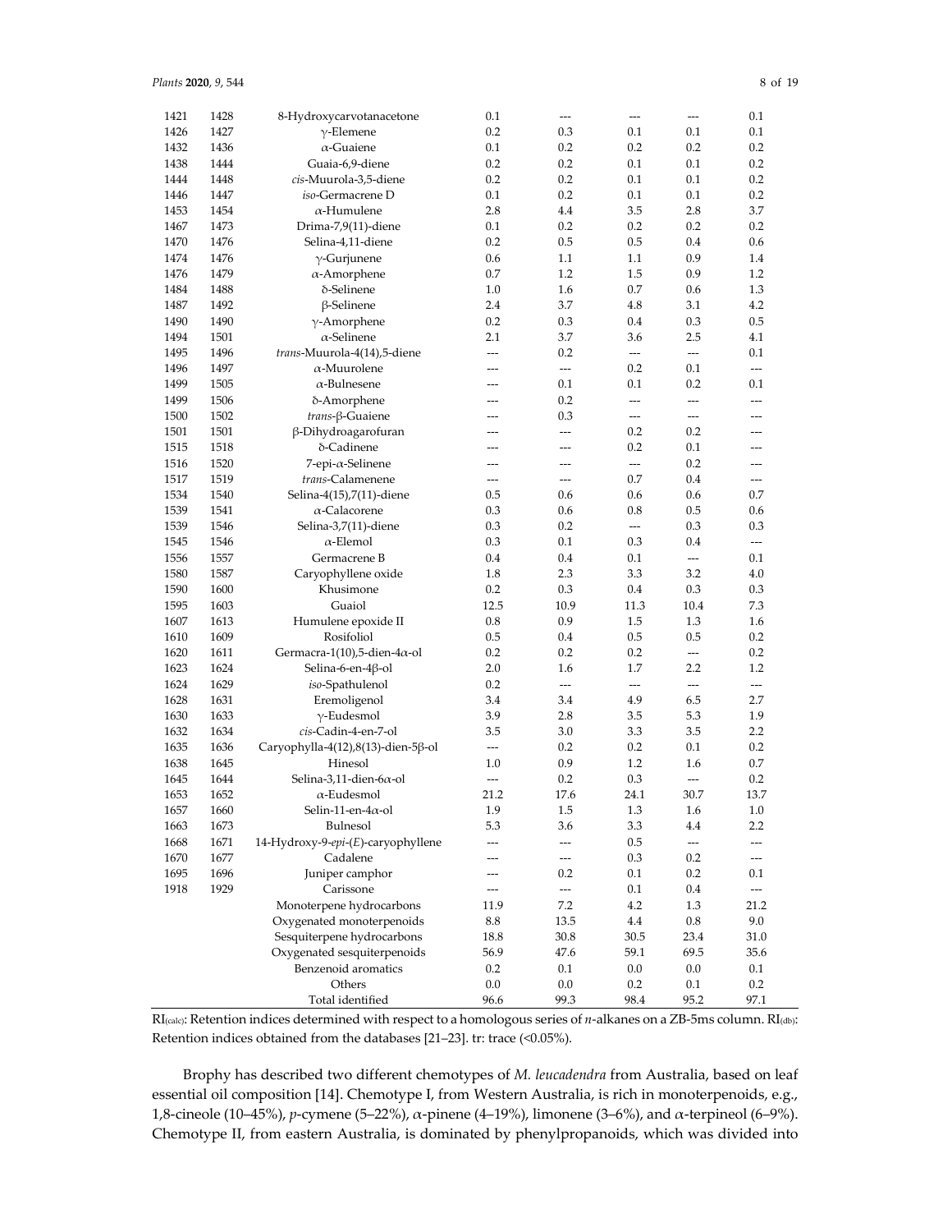| RI(calc) | RI(db) | Compound | | | | | |
|---|---|---|---|---|---|---|---|
| 1421 | 1428 | 8-Hydroxycarvotanacetone | 0.1 | --- | --- | --- | 0.1 |
| 1426 | 1427 | γ-Elemene | 0.2 | 0.3 | 0.1 | 0.1 | 0.1 |
| 1432 | 1436 | α-Guaiene | 0.1 | 0.2 | 0.2 | 0.2 | 0.2 |
| 1438 | 1444 | Guaia-6,9-diene | 0.2 | 0.2 | 0.1 | 0.1 | 0.2 |
| 1444 | 1448 | *cis*-Muurola-3,5-diene | 0.2 | 0.2 | 0.1 | 0.1 | 0.2 |
| 1446 | 1447 | *iso*-Germacrene D | 0.1 | 0.2 | 0.1 | 0.1 | 0.2 |
| 1453 | 1454 | α-Humulene | 2.8 | 4.4 | 3.5 | 2.8 | 3.7 |
| 1467 | 1473 | Drima-7,9(11)-diene | 0.1 | 0.2 | 0.2 | 0.2 | 0.2 |
| 1470 | 1476 | Selina-4,11-diene | 0.2 | 0.5 | 0.5 | 0.4 | 0.6 |
| 1474 | 1476 | γ-Gurjunene | 0.6 | 1.1 | 1.1 | 0.9 | 1.4 |
| 1476 | 1479 | α-Amorphene | 0.7 | 1.2 | 1.5 | 0.9 | 1.2 |
| 1484 | 1488 | δ-Selinene | 1.0 | 1.6 | 0.7 | 0.6 | 1.3 |
| 1487 | 1492 | β-Selinene | 2.4 | 3.7 | 4.8 | 3.1 | 4.2 |
| 1490 | 1490 | γ-Amorphene | 0.2 | 0.3 | 0.4 | 0.3 | 0.5 |
| 1494 | 1501 | α-Selinene | 2.1 | 3.7 | 3.6 | 2.5 | 4.1 |
| 1495 | 1496 | *trans*-Muurola-4(14),5-diene | --- | 0.2 | --- | --- | 0.1 |
| 1496 | 1497 | α-Muurolene | --- | --- | 0.2 | 0.1 | --- |
| 1499 | 1505 | α-Bulnesene | --- | 0.1 | 0.1 | 0.2 | 0.1 |
| 1499 | 1506 | δ-Amorphene | --- | 0.2 | --- | --- | --- |
| 1500 | 1502 | *trans*-β-Guaiene | --- | 0.3 | --- | --- | --- |
| 1501 | 1501 | β-Dihydroagarofuran | --- | --- | 0.2 | 0.2 | --- |
| 1515 | 1518 | δ-Cadinene | --- | --- | 0.2 | 0.1 | --- |
| 1516 | 1520 | 7-epi-α-Selinene | --- | --- | --- | 0.2 | --- |
| 1517 | 1519 | *trans*-Calamenene | --- | --- | 0.7 | 0.4 | --- |
| 1534 | 1540 | Selina-4(15),7(11)-diene | 0.5 | 0.6 | 0.6 | 0.6 | 0.7 |
| 1539 | 1541 | α-Calacorene | 0.3 | 0.6 | 0.8 | 0.5 | 0.6 |
| 1539 | 1546 | Selina-3,7(11)-diene | 0.3 | 0.2 | --- | 0.3 | 0.3 |
| 1545 | 1546 | α-Elemol | 0.3 | 0.1 | 0.3 | 0.4 | --- |
| 1556 | 1557 | Germacrene B | 0.4 | 0.4 | 0.1 | --- | 0.1 |
| 1580 | 1587 | Caryophyllene oxide | 1.8 | 2.3 | 3.3 | 3.2 | 4.0 |
| 1590 | 1600 | Khusimone | 0.2 | 0.3 | 0.4 | 0.3 | 0.3 |
| 1595 | 1603 | Guaiol | 12.5 | 10.9 | 11.3 | 10.4 | 7.3 |
| 1607 | 1613 | Humulene epoxide II | 0.8 | 0.9 | 1.5 | 1.3 | 1.6 |
| 1610 | 1609 | Rosifoliol | 0.5 | 0.4 | 0.5 | 0.5 | 0.2 |
| 1620 | 1611 | Germacra-1(10),5-dien-4α-ol | 0.2 | 0.2 | 0.2 | --- | 0.2 |
| 1623 | 1624 | Selina-6-en-4β-ol | 2.0 | 1.6 | 1.7 | 2.2 | 1.2 |
| 1624 | 1629 | *iso*-Spathulenol | 0.2 | --- | --- | --- | --- |
| 1628 | 1631 | Eremoligenol | 3.4 | 3.4 | 4.9 | 6.5 | 2.7 |
| 1630 | 1633 | γ-Eudesmol | 3.9 | 2.8 | 3.5 | 5.3 | 1.9 |
| 1632 | 1634 | *cis*-Cadin-4-en-7-ol | 3.5 | 3.0 | 3.3 | 3.5 | 2.2 |
| 1635 | 1636 | Caryophylla-4(12),8(13)-dien-5β-ol | --- | 0.2 | 0.2 | 0.1 | 0.2 |
| 1638 | 1645 | Hinesol | 1.0 | 0.9 | 1.2 | 1.6 | 0.7 |
| 1645 | 1644 | Selina-3,11-dien-6α-ol | --- | 0.2 | 0.3 | --- | 0.2 |
| 1653 | 1652 | α-Eudesmol | 21.2 | 17.6 | 24.1 | 30.7 | 13.7 |
| 1657 | 1660 | Selin-11-en-4α-ol | 1.9 | 1.5 | 1.3 | 1.6 | 1.0 |
| 1663 | 1673 | Bulnesol | 5.3 | 3.6 | 3.3 | 4.4 | 2.2 |
| 1668 | 1671 | 14-Hydroxy-9-*epi*-(*E*)-caryophyllene | --- | --- | 0.5 | --- | --- |
| 1670 | 1677 | Cadalene | --- | --- | 0.3 | 0.2 | --- |
| 1695 | 1696 | Juniper camphor | --- | 0.2 | 0.1 | 0.2 | 0.1 |
| 1918 | 1929 | Carissone | --- | --- | 0.1 | 0.4 | --- |
| | | Monoterpene hydrocarbons | 11.9 | 7.2 | 4.2 | 1.3 | 21.2 |
| | | Oxygenated monoterpenoids | 8.8 | 13.5 | 4.4 | 0.8 | 9.0 |
| | | Sesquiterpene hydrocarbons | 18.8 | 30.8 | 30.5 | 23.4 | 31.0 |
| | | Oxygenated sesquiterpenoids | 56.9 | 47.6 | 59.1 | 69.5 | 35.6 |
| | | Benzenoid aromatics | 0.2 | 0.1 | 0.0 | 0.0 | 0.1 |
| | | Others | 0.0 | 0.0 | 0.2 | 0.1 | 0.2 |
| | | Total identified | 96.6 | 99.3 | 98.4 | 95.2 | 97.1 |

RI(calc): Retention indices determined with respect to a homologous series of *n*-alkanes on a ZB-5ms column. RI(db): Retention indices obtained from the databases [21–23]. tr: trace (<0.05%).

Brophy has described two different chemotypes of *M. leucadendra* from Australia, based on leaf essential oil composition [14]. Chemotype I, from Western Australia, is rich in monoterpenoids, e.g., 1,8-cineole (10–45%), *p*-cymene (5–22%), α-pinene (4–19%), limonene (3–6%), and α-terpineol (6–9%). Chemotype II, from eastern Australia, is dominated by phenylpropanoids, which was divided into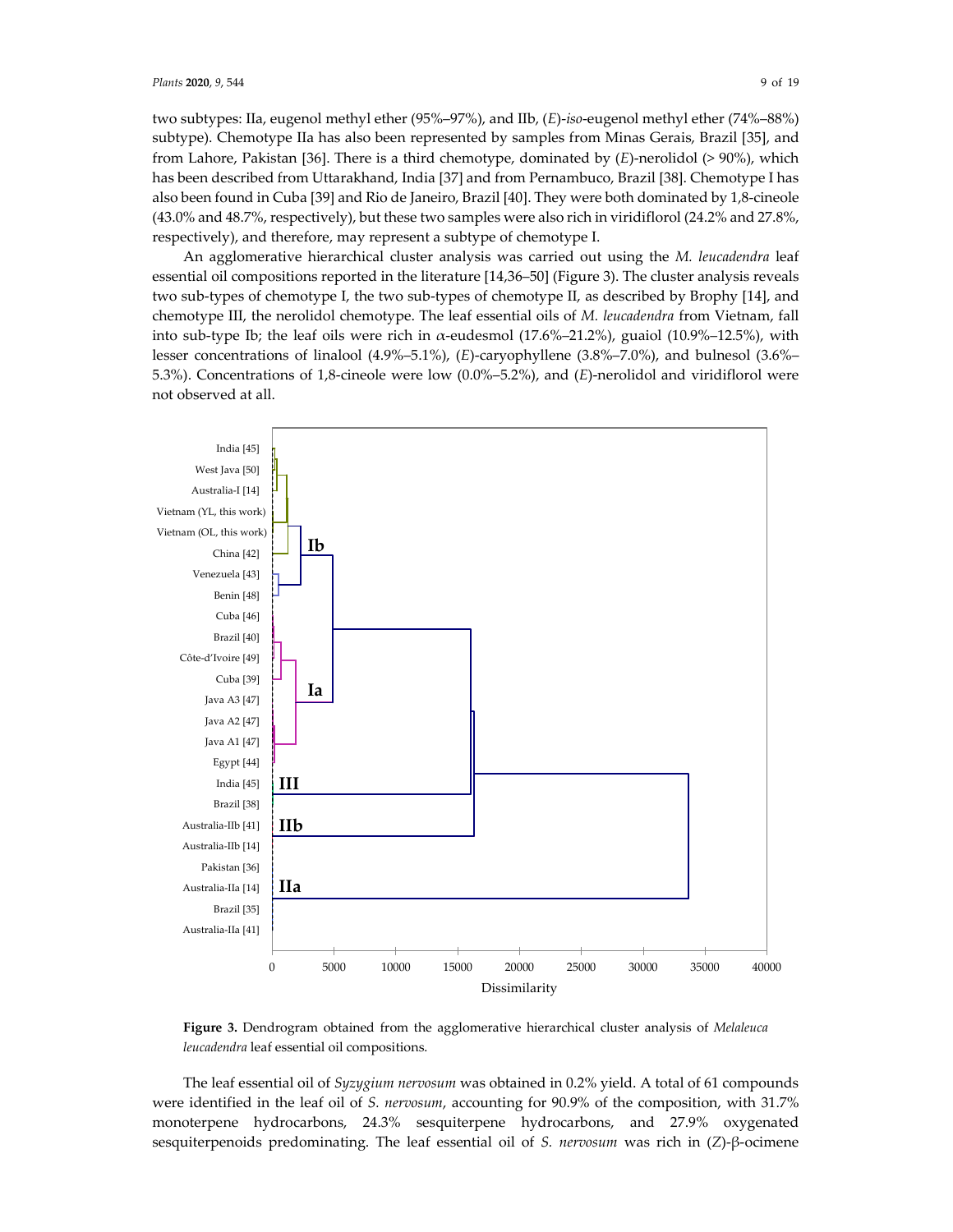two subtypes: IIa, eugenol methyl ether (95%–97%), and IIb, (*E*)-*iso*-eugenol methyl ether (74%–88%) subtype). Chemotype IIa has also been represented by samples from Minas Gerais, Brazil [35], and from Lahore, Pakistan [36]. There is a third chemotype, dominated by (*E*)-nerolidol (> 90%), which has been described from Uttarakhand, India [37] and from Pernambuco, Brazil [38]. Chemotype I has also been found in Cuba [39] and Rio de Janeiro, Brazil [40]. They were both dominated by 1,8-cineole (43.0% and 48.7%, respectively), but these two samples were also rich in viridiflorol (24.2% and 27.8%, respectively), and therefore, may represent a subtype of chemotype I.

An agglomerative hierarchical cluster analysis was carried out using the *M. leucadendra* leaf essential oil compositions reported in the literature [14,36–50] (Figure 3). The cluster analysis reveals two sub-types of chemotype I, the two sub-types of chemotype II, as described by Brophy [14], and chemotype III, the nerolidol chemotype. The leaf essential oils of *M. leucadendra* from Vietnam, fall into sub-type Ib; the leaf oils were rich in α-eudesmol (17.6%–21.2%), guaiol (10.9%–12.5%), with lesser concentrations of linalool (4.9%–5.1%), (*E*)-caryophyllene (3.8%–7.0%), and bulnesol (3.6%–5.3%). Concentrations of 1,8-cineole were low (0.0%–5.2%), and (*E*)-nerolidol and viridiflorol were not observed at all.

**Figure 3.** Dendrogram obtained from the agglomerative hierarchical cluster analysis of *Melaleuca leucadendra* leaf essential oil compositions.

The leaf essential oil of *Syzygium nervosum* was obtained in 0.2% yield. A total of 61 compounds were identified in the leaf oil of *S. nervosum*, accounting for 90.9% of the composition, with 31.7% monoterpene hydrocarbons, 24.3% sesquiterpene hydrocarbons, and 27.9% oxygenated sesquiterpenoids predominating. The leaf essential oil of *S. nervosum* was rich in (*Z*)-β-ocimene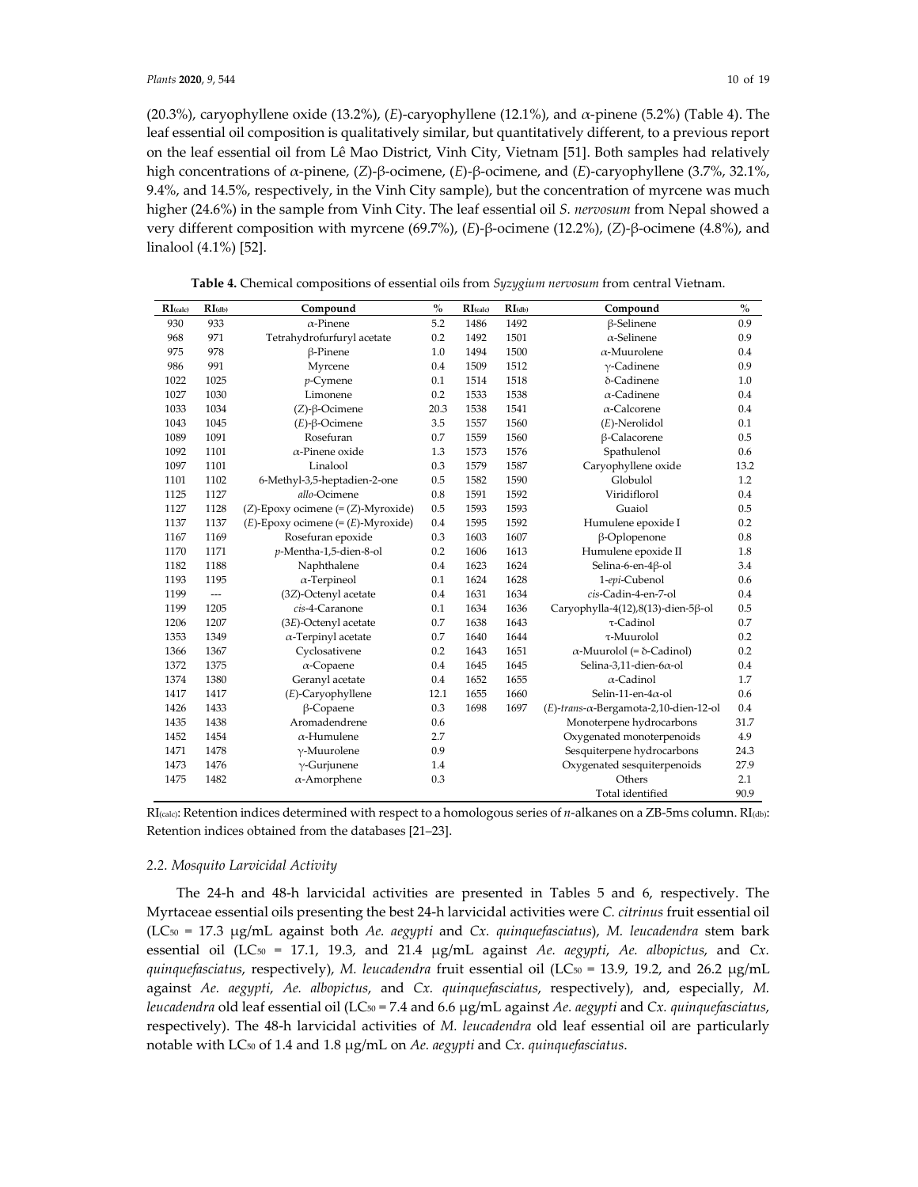(20.3%), caryophyllene oxide (13.2%), (*E*)-caryophyllene (12.1%), and α-pinene (5.2%) (Table 4). The leaf essential oil composition is qualitatively similar, but quantitatively different, to a previous report on the leaf essential oil from Lê Mao District, Vinh City, Vietnam [51]. Both samples had relatively high concentrations of α-pinene, (*Z*)-β-ocimene, (*E*)-β-ocimene, and (*E*)-caryophyllene (3.7%, 32.1%, 9.4%, and 14.5%, respectively, in the Vinh City sample), but the concentration of myrcene was much higher (24.6%) in the sample from Vinh City. The leaf essential oil *S. nervosum* from Nepal showed a very different composition with myrcene (69.7%), (*E*)-β-ocimene (12.2%), (*Z*)-β-ocimene (4.8%), and linalool (4.1%) [52].

**Table 4.** Chemical compositions of essential oils from *Syzygium nervosum* from central Vietnam.

| $RI_{(calc)}$ | $RI_{(db)}$ | Compound | % | $RI_{(calc)}$ | $RI_{(db)}$ | Compound | % |
|---|---|---|---|---|---|---|---|
| 930 | 933 | α-Pinene | 5.2 | 1486 | 1492 | β-Selinene | 0.9 |
| 968 | 971 | Tetrahydrofurfuryl acetate | 0.2 | 1492 | 1501 | α-Selinene | 0.9 |
| 975 | 978 | β-Pinene | 1.0 | 1494 | 1500 | α-Muurolene | 0.4 |
| 986 | 991 | Myrcene | 0.4 | 1509 | 1512 | γ-Cadinene | 0.9 |
| 1022 | 1025 | *p*-Cymene | 0.1 | 1514 | 1518 | δ-Cadinene | 1.0 |
| 1027 | 1030 | Limonene | 0.2 | 1533 | 1538 | α-Cadinene | 0.4 |
| 1033 | 1034 | (*Z*)-β-Ocimene | 20.3 | 1538 | 1541 | α-Calcorene | 0.4 |
| 1043 | 1045 | (*E*)-β-Ocimene | 3.5 | 1557 | 1560 | (*E*)-Nerolidol | 0.1 |
| 1089 | 1091 | Rosefuran | 0.7 | 1559 | 1560 | β-Calacorene | 0.5 |
| 1092 | 1101 | α-Pinene oxide | 1.3 | 1573 | 1576 | Spathulenol | 0.6 |
| 1097 | 1101 | Linalool | 0.3 | 1579 | 1587 | Caryophyllene oxide | 13.2 |
| 1101 | 1102 | 6-Methyl-3,5-heptadien-2-one | 0.5 | 1582 | 1590 | Globulol | 1.2 |
| 1125 | 1127 | *allo*-Ocimene | 0.8 | 1591 | 1592 | Viridiflorol | 0.4 |
| 1127 | 1128 | (*Z*)-Epoxy ocimene (= (*Z*)-Myroxide) | 0.5 | 1593 | 1593 | Guaiol | 0.5 |
| 1137 | 1137 | (*E*)-Epoxy ocimene (= (*E*)-Myroxide) | 0.4 | 1595 | 1592 | Humulene epoxide I | 0.2 |
| 1167 | 1169 | Rosefuran epoxide | 0.3 | 1603 | 1607 | β-Oplopenone | 0.8 |
| 1170 | 1171 | *p*-Mentha-1,5-dien-8-ol | 0.2 | 1606 | 1613 | Humulene epoxide II | 1.8 |
| 1182 | 1188 | Naphthalene | 0.4 | 1623 | 1624 | Selina-6-en-4β-ol | 3.4 |
| 1193 | 1195 | α-Terpineol | 0.1 | 1624 | 1628 | 1-*epi*-Cubenol | 0.6 |
| 1199 | --- | (3*Z*)-Octenyl acetate | 0.4 | 1631 | 1634 | *cis*-Cadin-4-en-7-ol | 0.4 |
| 1199 | 1205 | *cis*-4-Caranone | 0.1 | 1634 | 1636 | Caryophylla-4(12),8(13)-dien-5β-ol | 0.5 |
| 1206 | 1207 | (3*E*)-Octenyl acetate | 0.7 | 1638 | 1643 | τ-Cadinol | 0.7 |
| 1353 | 1349 | α-Terpinyl acetate | 0.7 | 1640 | 1644 | τ-Muurolol | 0.2 |
| 1366 | 1367 | Cyclosativene | 0.2 | 1643 | 1651 | α-Muurolol (= δ-Cadinol) | 0.2 |
| 1372 | 1375 | α-Copaene | 0.4 | 1645 | 1645 | Selina-3,11-dien-6α-ol | 0.4 |
| 1374 | 1380 | Geranyl acetate | 0.4 | 1652 | 1655 | α-Cadinol | 1.7 |
| 1417 | 1417 | (*E*)-Caryophyllene | 12.1 | 1655 | 1660 | Selin-11-en-4α-ol | 0.6 |
| 1426 | 1433 | β-Copaene | 0.3 | 1698 | 1697 | (*E*)-*trans*-α-Bergamota-2,10-dien-12-ol | 0.4 |
| 1435 | 1438 | Aromadendrene | 0.6 | | | Monoterpene hydrocarbons | 31.7 |
| 1452 | 1454 | α-Humulene | 2.7 | | | Oxygenated monoterpenoids | 4.9 |
| 1471 | 1478 | γ-Muurolene | 0.9 | | | Sesquiterpene hydrocarbons | 24.3 |
| 1473 | 1476 | γ-Gurjunene | 1.4 | | | Oxygenated sesquiterpenoids | 27.9 |
| 1475 | 1482 | α-Amorphene | 0.3 | | | Others | 2.1 |
| | | | | | | Total identified | 90.9 |

$RI_{(calc)}$: Retention indices determined with respect to a homologous series of *n*-alkanes on a ZB-5ms column. $RI_{(db)}$: Retention indices obtained from the databases [21–23].

### 2.2. Mosquito Larvicidal Activity

The 24-h and 48-h larvicidal activities are presented in Tables 5 and 6, respectively. The Myrtaceae essential oils presenting the best 24-h larvicidal activities were *C. citrinus* fruit essential oil ($LC_{50}$ = 17.3 μg/mL against both *Ae. aegypti* and *Cx. quinquefasciatus*), *M. leucadendra* stem bark essential oil ($LC_{50}$ = 17.1, 19.3, and 21.4 μg/mL against *Ae. aegypti*, *Ae. albopictus*, and *Cx. quinquefasciatus*, respectively), *M. leucadendra* fruit essential oil ($LC_{50}$ = 13.9, 19.2, and 26.2 μg/mL against *Ae. aegypti*, *Ae. albopictus*, and *Cx. quinquefasciatus*, respectively), and, especially, *M. leucadendra* old leaf essential oil ($LC_{50}$ = 7.4 and 6.6 μg/mL against *Ae. aegypti* and *Cx. quinquefasciatus*, respectively). The 48-h larvicidal activities of *M. leucadendra* old leaf essential oil are particularly notable with $LC_{50}$ of 1.4 and 1.8 μg/mL on *Ae. aegypti* and *Cx. quinquefasciatus*.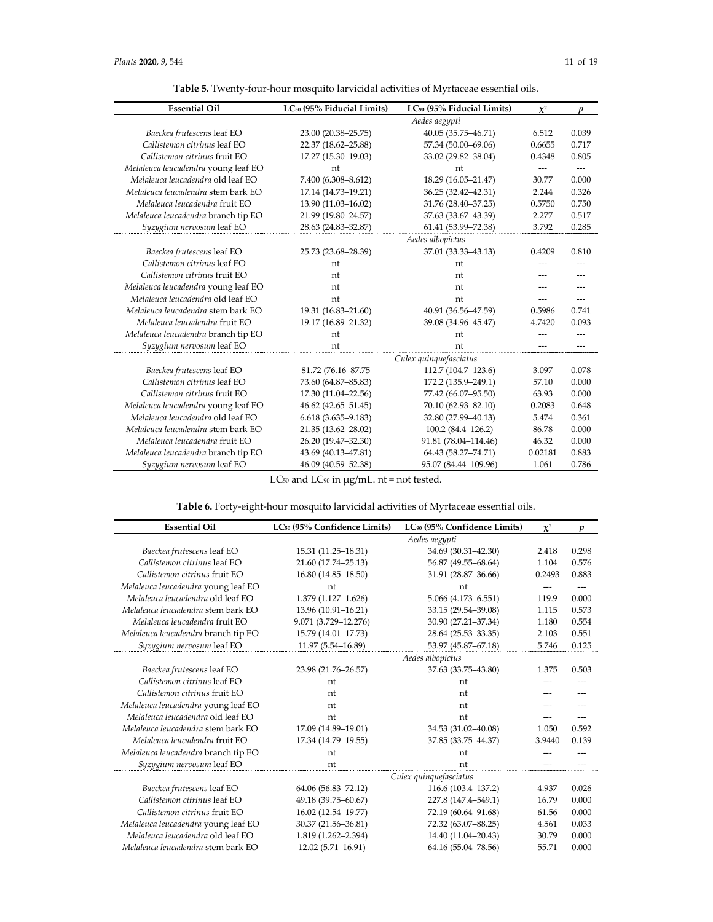**Table 5.** Twenty-four-hour mosquito larvicidal activities of Myrtaceae essential oils.

| Essential Oil | $LC_{50}$ (95% Fiducial Limits) | $LC_{90}$ (95% Fiducial Limits) | $\chi^2$ | *p* |
|---|---|---|---|---|
| | | *Aedes aegypti* | | |
| *Baeckea frutescens* leaf EO | 23.00 (20.38–25.75) | 40.05 (35.75–46.71) | 6.512 | 0.039 |
| *Callistemon citrinus* leaf EO | 22.37 (18.62–25.88) | 57.34 (50.00–69.06) | 0.6655 | 0.717 |
| *Callistemon citrinus* fruit EO | 17.27 (15.30–19.03) | 33.02 (29.82–38.04) | 0.4348 | 0.805 |
| *Melaleuca leucadendra* young leaf EO | nt | nt | --- | --- |
| *Melaleuca leucadendra* old leaf EO | 7.400 (6.308–8.612) | 18.29 (16.05–21.47) | 30.77 | 0.000 |
| *Melaleuca leucadendra* stem bark EO | 17.14 (14.73–19.21) | 36.25 (32.42–42.31) | 2.244 | 0.326 |
| *Melaleuca leucadendra* fruit EO | 13.90 (11.03–16.02) | 31.76 (28.40–37.25) | 0.5750 | 0.750 |
| *Melaleuca leucadendra* branch tip EO | 21.99 (19.80–24.57) | 37.63 (33.67–43.39) | 2.277 | 0.517 |
| *Syzygium nervosum* leaf EO | 28.63 (24.83–32.87) | 61.41 (53.99–72.38) | 3.792 | 0.285 |
| | | *Aedes albopictus* | | |
| *Baeckea frutescens* leaf EO | 25.73 (23.68–28.39) | 37.01 (33.33–43.13) | 0.4209 | 0.810 |
| *Callistemon citrinus* leaf EO | nt | nt | --- | --- |
| *Callistemon citrinus* fruit EO | nt | nt | --- | --- |
| *Melaleuca leucadendra* young leaf EO | nt | nt | --- | --- |
| *Melaleuca leucadendra* old leaf EO | nt | nt | --- | --- |
| *Melaleuca leucadendra* stem bark EO | 19.31 (16.83–21.60) | 40.91 (36.56–47.59) | 0.5986 | 0.741 |
| *Melaleuca leucadendra* fruit EO | 19.17 (16.89–21.32) | 39.08 (34.96–45.47) | 4.7420 | 0.093 |
| *Melaleuca leucadendra* branch tip EO | nt | nt | --- | --- |
| *Syzygium nervosum* leaf EO | nt | nt | --- | --- |
| | | *Culex quinquefasciatus* | | |
| *Baeckea frutescens* leaf EO | 81.72 (76.16–87.75 | 112.7 (104.7–123.6) | 3.097 | 0.078 |
| *Callistemon citrinus* leaf EO | 73.60 (64.87–85.83) | 172.2 (135.9–249.1) | 57.10 | 0.000 |
| *Callistemon citrinus* fruit EO | 17.30 (11.04–22.56) | 77.42 (66.07–95.50) | 63.93 | 0.000 |
| *Melaleuca leucadendra* young leaf EO | 46.62 (42.65–51.45) | 70.10 (62.93–82.10) | 0.2083 | 0.648 |
| *Melaleuca leucadendra* old leaf EO | 6.618 (3.635–9.183) | 32.80 (27.99–40.13) | 5.474 | 0.361 |
| *Melaleuca leucadendra* stem bark EO | 21.35 (13.62–28.02) | 100.2 (84.4–126.2) | 86.78 | 0.000 |
| *Melaleuca leucadendra* fruit EO | 26.20 (19.47–32.30) | 91.81 (78.04–114.46) | 46.32 | 0.000 |
| *Melaleuca leucadendra* branch tip EO | 43.69 (40.13–47.81) | 64.43 (58.27–74.71) | 0.02181 | 0.883 |
| *Syzygium nervosum* leaf EO | 46.09 (40.59–52.38) | 95.07 (84.44–109.96) | 1.061 | 0.786 |

$LC_{50}$ and $LC_{90}$ in μg/mL. nt = not tested.

**Table 6.** Forty-eight-hour mosquito larvicidal activities of Myrtaceae essential oils.

| Essential Oil | $LC_{50}$ (95% Confidence Limits) | $LC_{90}$ (95% Confidence Limits) | $\chi^2$ | *p* |
|---|---|---|---|---|
| | | *Aedes aegypti* | | |
| *Baeckea frutescens* leaf EO | 15.31 (11.25–18.31) | 34.69 (30.31–42.30) | 2.418 | 0.298 |
| *Callistemon citrinus* leaf EO | 21.60 (17.74–25.13) | 56.87 (49.55–68.64) | 1.104 | 0.576 |
| *Callistemon citrinus* fruit EO | 16.80 (14.85–18.50) | 31.91 (28.87–36.66) | 0.2493 | 0.883 |
| *Melaleuca leucadendra* young leaf EO | nt | nt | --- | --- |
| *Melaleuca leucadendra* old leaf EO | 1.379 (1.127–1.626) | 5.066 (4.173–6.551) | 119.9 | 0.000 |
| *Melaleuca leucadendra* stem bark EO | 13.96 (10.91–16.21) | 33.15 (29.54–39.08) | 1.115 | 0.573 |
| *Melaleuca leucadendra* fruit EO | 9.071 (3.729–12.276) | 30.90 (27.21–37.34) | 1.180 | 0.554 |
| *Melaleuca leucadendra* branch tip EO | 15.79 (14.01–17.73) | 28.64 (25.53–33.35) | 2.103 | 0.551 |
| *Syzygium nervosum* leaf EO | 11.97 (5.54–16.89) | 53.97 (45.87–67.18) | 5.746 | 0.125 |
| | | *Aedes albopictus* | | |
| *Baeckea frutescens* leaf EO | 23.98 (21.76–26.57) | 37.63 (33.75–43.80) | 1.375 | 0.503 |
| *Callistemon citrinus* leaf EO | nt | nt | --- | --- |
| *Callistemon citrinus* fruit EO | nt | nt | --- | --- |
| *Melaleuca leucadendra* young leaf EO | nt | nt | --- | --- |
| *Melaleuca leucadendra* old leaf EO | nt | nt | --- | --- |
| *Melaleuca leucadendra* stem bark EO | 17.09 (14.89–19.01) | 34.53 (31.02–40.08) | 1.050 | 0.592 |
| *Melaleuca leucadendra* fruit EO | 17.34 (14.79–19.55) | 37.85 (33.75–44.37) | 3.9440 | 0.139 |
| *Melaleuca leucadendra* branch tip EO | nt | nt | --- | --- |
| *Syzygium nervosum* leaf EO | nt | nt | --- | --- |
| | | *Culex quinquefasciatus* | | |
| *Baeckea frutescens* leaf EO | 64.06 (56.83–72.12) | 116.6 (103.4–137.2) | 4.937 | 0.026 |
| *Callistemon citrinus* leaf EO | 49.18 (39.75–60.67) | 227.8 (147.4–549.1) | 16.79 | 0.000 |
| *Callistemon citrinus* fruit EO | 16.02 (12.54–19.77) | 72.19 (60.64–91.68) | 61.56 | 0.000 |
| *Melaleuca leucadendra* young leaf EO | 30.37 (21.56–36.81) | 72.32 (63.07–88.25) | 4.561 | 0.033 |
| *Melaleuca leucadendra* old leaf EO | 1.819 (1.262–2.394) | 14.40 (11.04–20.43) | 30.79 | 0.000 |
| *Melaleuca leucadendra* stem bark EO | 12.02 (5.71–16.91) | 64.16 (55.04–78.56) | 55.71 | 0.000 |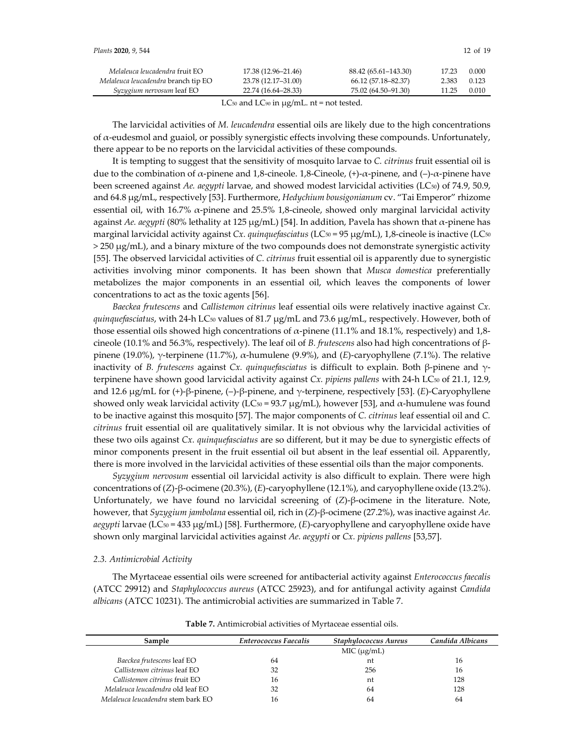| | | | | |
|---|---|---|---|---|
| *Melaleuca leucadendra* fruit EO | 17.38 (12.96–21.46) | 88.42 (65.61–143.30) | 17.23 | 0.000 |
| *Melaleuca leucadendra* branch tip EO | 23.78 (12.17–31.00) | 66.12 (57.18–82.37) | 2.383 | 0.123 |
| *Syzygium nervosum* leaf EO | 22.74 (16.64–28.33) | 75.02 (64.50–91.30) | 11.25 | 0.010 |

$LC_{50}$ and $LC_{90}$ in μg/mL. nt = not tested.

The larvicidal activities of *M. leucadendra* essential oils are likely due to the high concentrations of α-eudesmol and guaiol, or possibly synergistic effects involving these compounds. Unfortunately, there appear to be no reports on the larvicidal activities of these compounds.

It is tempting to suggest that the sensitivity of mosquito larvae to *C. citrinus* fruit essential oil is due to the combination of α-pinene and 1,8-cineole. 1,8-Cineole, (+)-α-pinene, and (–)-α-pinene have been screened against *Ae. aegypti* larvae, and showed modest larvicidal activities ($LC_{50}$) of 74.9, 50.9, and 64.8 μg/mL, respectively [53]. Furthermore, *Hedychium bousigonianum* cv. "Tai Emperor" rhizome essential oil, with 16.7% α-pinene and 25.5% 1,8-cineole, showed only marginal larvicidal activity against *Ae. aegypti* (80% lethality at 125 μg/mL) [54]. In addition, Pavela has shown that α-pinene has marginal larvicidal activity against *Cx. quinquefasciatus* ($LC_{50}$ = 95 μg/mL), 1,8-cineole is inactive ($LC_{50}$ > 250 μg/mL), and a binary mixture of the two compounds does not demonstrate synergistic activity [55]. The observed larvicidal activities of *C. citrinus* fruit essential oil is apparently due to synergistic activities involving minor components. It has been shown that *Musca domestica* preferentially metabolizes the major components in an essential oil, which leaves the components of lower concentrations to act as the toxic agents [56].

*Baeckea frutescens* and *Callistemon citrinus* leaf essential oils were relatively inactive against *Cx. quinquefasciatus*, with 24-h $LC_{50}$ values of 81.7 μg/mL and 73.6 μg/mL, respectively. However, both of those essential oils showed high concentrations of α-pinene (11.1% and 18.1%, respectively) and 1,8-cineole (10.1% and 56.3%, respectively). The leaf oil of *B. frutescens* also had high concentrations of β-pinene (19.0%), γ-terpinene (11.7%), α-humulene (9.9%), and (*E*)-caryophyllene (7.1%). The relative inactivity of *B. frutescens* against *Cx. quinquefasciatus* is difficult to explain. Both β-pinene and γ-terpinene have shown good larvicidal activity against *Cx. pipiens pallens* with 24-h $LC_{50}$ of 21.1, 12.9, and 12.6 μg/mL for (+)-β-pinene, (–)-β-pinene, and γ-terpinene, respectively [53]. (*E*)-Caryophyllene showed only weak larvicidal activity ($LC_{50}$ = 93.7 μg/mL), however [53], and α-humulene was found to be inactive against this mosquito [57]. The major components of *C. citrinus* leaf essential oil and *C. citrinus* fruit essential oil are qualitatively similar. It is not obvious why the larvicidal activities of these two oils against *Cx. quinquefasciatus* are so different, but it may be due to synergistic effects of minor components present in the fruit essential oil but absent in the leaf essential oil. Apparently, there is more involved in the larvicidal activities of these essential oils than the major components.

*Syzygium nervosum* essential oil larvicidal activity is also difficult to explain. There were high concentrations of (*Z*)-β-ocimene (20.3%), (*E*)-caryophyllene (12.1%), and caryophyllene oxide (13.2%). Unfortunately, we have found no larvicidal screening of (*Z*)-β-ocimene in the literature. Note, however, that *Syzygium jambolana* essential oil, rich in (*Z*)-β-ocimene (27.2%), was inactive against *Ae. aegypti* larvae ($LC_{50}$ = 433 μg/mL) [58]. Furthermore, (*E*)-caryophyllene and caryophyllene oxide have shown only marginal larvicidal activities against *Ae. aegypti* or *Cx. pipiens pallens* [53,57].

### 2.3. Antimicrobial Activity

The Myrtaceae essential oils were screened for antibacterial activity against *Enterococcus faecalis* (ATCC 29912) and *Staphylococcus aureus* (ATCC 25923), and for antifungal activity against *Candida albicans* (ATCC 10231). The antimicrobial activities are summarized in Table 7.

**Table 7.** Antimicrobial activities of Myrtaceae essential oils.

| Sample | *Enterococcus Faecalis* | *Staphylococcus Aureus* | *Candida Albicans* |
|---|---|---|---|
| | | MIC (μg/mL) | |
| *Baeckea frutescens* leaf EO | 64 | nt | 16 |
| *Callistemon citrinus* leaf EO | 32 | 256 | 16 |
| *Callistemon citrinus* fruit EO | 16 | nt | 128 |
| *Melaleuca leucadendra* old leaf EO | 32 | 64 | 128 |
| *Melaleuca leucadendra* stem bark EO | 16 | 64 | 64 |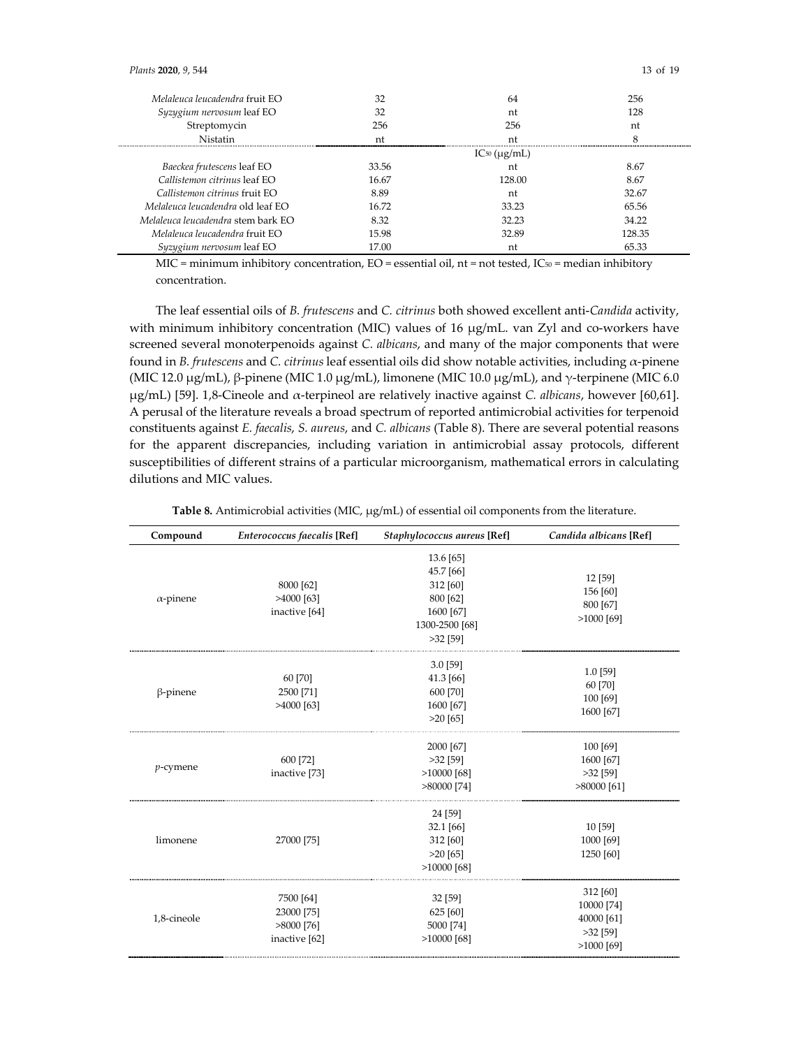| | | | |
|---|---|---|---|
| *Melaleuca leucadendra* fruit EO | 32 | 64 | 256 |
| *Syzygium nervosum* leaf EO | 32 | nt | 128 |
| Streptomycin | 256 | 256 | nt |
| Nistatin | nt | nt | 8 |
| | | $IC_{50}$ (μg/mL) | |
| *Baeckea frutescens* leaf EO | 33.56 | nt | 8.67 |
| *Callistemon citrinus* leaf EO | 16.67 | 128.00 | 8.67 |
| *Callistemon citrinus* fruit EO | 8.89 | nt | 32.67 |
| *Melaleuca leucadendra* old leaf EO | 16.72 | 33.23 | 65.56 |
| *Melaleuca leucadendra* stem bark EO | 8.32 | 32.23 | 34.22 |
| *Melaleuca leucadendra* fruit EO | 15.98 | 32.89 | 128.35 |
| *Syzygium nervosum* leaf EO | 17.00 | nt | 65.33 |

MIC = minimum inhibitory concentration, EO = essential oil, nt = not tested, $IC_{50}$ = median inhibitory concentration.

The leaf essential oils of *B. frutescens* and *C. citrinus* both showed excellent anti-*Candida* activity, with minimum inhibitory concentration (MIC) values of 16 μg/mL. van Zyl and co-workers have screened several monoterpenoids against *C. albicans*, and many of the major components that were found in *B. frutescens* and *C. citrinus* leaf essential oils did show notable activities, including α-pinene (MIC 12.0 μg/mL), β-pinene (MIC 1.0 μg/mL), limonene (MIC 10.0 μg/mL), and γ-terpinene (MIC 6.0 μg/mL) [59]. 1,8-Cineole and α-terpineol are relatively inactive against *C. albicans*, however [60,61]. A perusal of the literature reveals a broad spectrum of reported antimicrobial activities for terpenoid constituents against *E. faecalis*, *S. aureus*, and *C. albicans* (Table 8). There are several potential reasons for the apparent discrepancies, including variation in antimicrobial assay protocols, different susceptibilities of different strains of a particular microorganism, mathematical errors in calculating dilutions and MIC values.

**Table 8.** Antimicrobial activities (MIC, μg/mL) of essential oil components from the literature.

| Compound | *Enterococcus faecalis* [Ref] | *Staphylococcus aureus* [Ref] | *Candida albicans* [Ref] |
|---|---|---|---|
| α-pinene | 8000 [62]<br>>4000 [63]<br>inactive [64] | 13.6 [65]<br>45.7 [66]<br>312 [60]<br>800 [62]<br>1600 [67]<br>1300-2500 [68]<br>>32 [59] | 12 [59]<br>156 [60]<br>800 [67]<br>>1000 [69] |
| β-pinene | 60 [70]<br>2500 [71]<br>>4000 [63] | 3.0 [59]<br>41.3 [66]<br>600 [70]<br>1600 [67]<br>>20 [65] | 1.0 [59]<br>60 [70]<br>100 [69]<br>1600 [67] |
| *p*-cymene | 600 [72]<br>inactive [73] | 2000 [67]<br>>32 [59]<br>>10000 [68]<br>>80000 [74] | 100 [69]<br>1600 [67]<br>>32 [59]<br>>80000 [61] |
| limonene | 27000 [75] | 24 [59]<br>32.1 [66]<br>312 [60]<br>>20 [65]<br>>10000 [68] | 10 [59]<br>1000 [69]<br>1250 [60] |
| 1,8-cineole | 7500 [64]<br>23000 [75]<br>>8000 [76]<br>inactive [62] | 32 [59]<br>625 [60]<br>5000 [74]<br>>10000 [68] | 312 [60]<br>10000 [74]<br>40000 [61]<br>>32 [59]<br>>1000 [69] |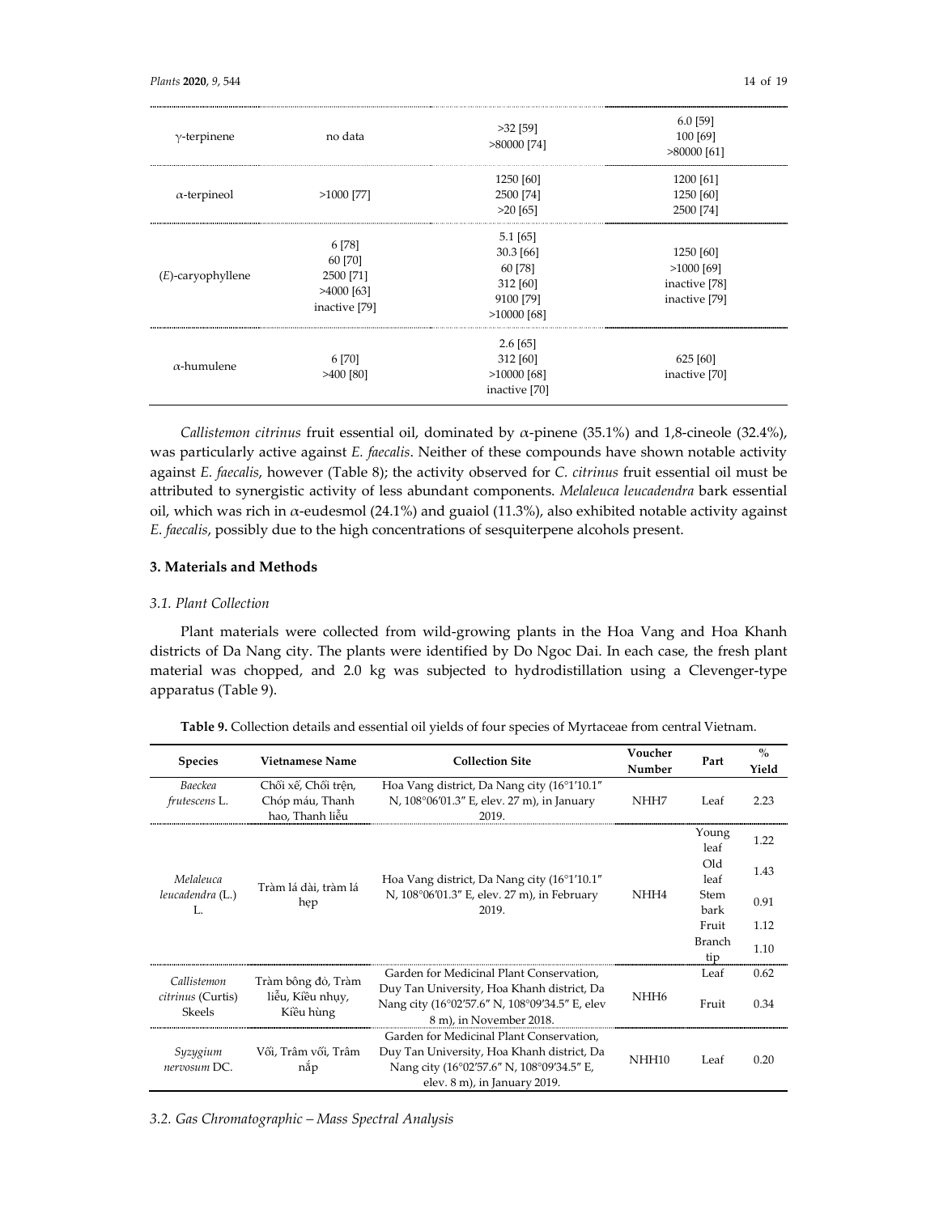| γ-terpinene | no data | >32 [59]<br>>80000 [74] | 6.0 [59]<br>100 [69]<br>>80000 [61] |
|---|---|---|---|
| α-terpineol | >1000 [77] | 1250 [60]<br>2500 [74]<br>>20 [65] | 1200 [61]<br>1250 [60]<br>2500 [74] |
| (*E*)-caryophyllene | 6 [78]<br>60 [70]<br>2500 [71]<br>>4000 [63]<br>inactive [79] | 5.1 [65]<br>30.3 [66]<br>60 [78]<br>312 [60]<br>9100 [79]<br>>10000 [68] | 1250 [60]<br>>1000 [69]<br>inactive [78]<br>inactive [79] |
| α-humulene | 6 [70]<br>>400 [80] | 2.6 [65]<br>312 [60]<br>>10000 [68]<br>inactive [70] | 625 [60]<br>inactive [70] |

*Callistemon citrinus* fruit essential oil, dominated by α-pinene (35.1%) and 1,8-cineole (32.4%), was particularly active against *E. faecalis*. Neither of these compounds have shown notable activity against *E. faecalis*, however (Table 8); the activity observed for *C. citrinus* fruit essential oil must be attributed to synergistic activity of less abundant components. *Melaleuca leucadendra* bark essential oil, which was rich in α-eudesmol (24.1%) and guaiol (11.3%), also exhibited notable activity against *E. faecalis*, possibly due to the high concentrations of sesquiterpene alcohols present.

## 3. Materials and Methods

### *3.1. Plant Collection*

Plant materials were collected from wild-growing plants in the Hoa Vang and Hoa Khanh districts of Da Nang city. The plants were identified by Do Ngoc Dai. In each case, the fresh plant material was chopped, and 2.0 kg was subjected to hydrodistillation using a Clevenger-type apparatus (Table 9).

**Table 9.** Collection details and essential oil yields of four species of Myrtaceae from central Vietnam.

| Species | Vietnamese Name | Collection Site | Voucher Number | Part | % Yield |
|---|---|---|---|---|---|
| *Baeckea frutescens* L. | Chổi xể, Chổi trện, Chóp máu, Thanh hao, Thanh liễu | Hoa Vang district, Da Nang city (16°1′10.1″ N, 108°06′01.3″ E, elev. 27 m), in January 2019. | NHH7 | Leaf | 2.23 |
| *Melaleuca leucadendra* (L.) L. | Tràm lá dài, tràm lá hẹp | Hoa Vang district, Da Nang city (16°1′10.1″ N, 108°06′01.3″ E, elev. 27 m), in February 2019. | NHH4 | Young leaf | 1.22 |
| | | | | Old leaf | 1.43 |
| | | | | Stem bark | 0.91 |
| | | | | Fruit | 1.12 |
| | | | | Branch tip | 1.10 |
| *Callistemon citrinus* (Curtis) Skeels | Tràm bông đỏ, Tràm liễu, Kiều nhụy, Kiều hùng | Garden for Medicinal Plant Conservation, Duy Tan University, Hoa Khanh district, Da Nang city (16°02′57.6″ N, 108°09′34.5″ E, elev 8 m), in November 2018. | NHH6 | Leaf | 0.62 |
| | | | | Fruit | 0.34 |
| *Syzygium nervosum* DC. | Vối, Trâm vối, Trâm nắp | Garden for Medicinal Plant Conservation, Duy Tan University, Hoa Khanh district, Da Nang city (16°02′57.6″ N, 108°09′34.5″ E, elev. 8 m), in January 2019. | NHH10 | Leaf | 0.20 |

### *3.2. Gas Chromatographic – Mass Spectral Analysis*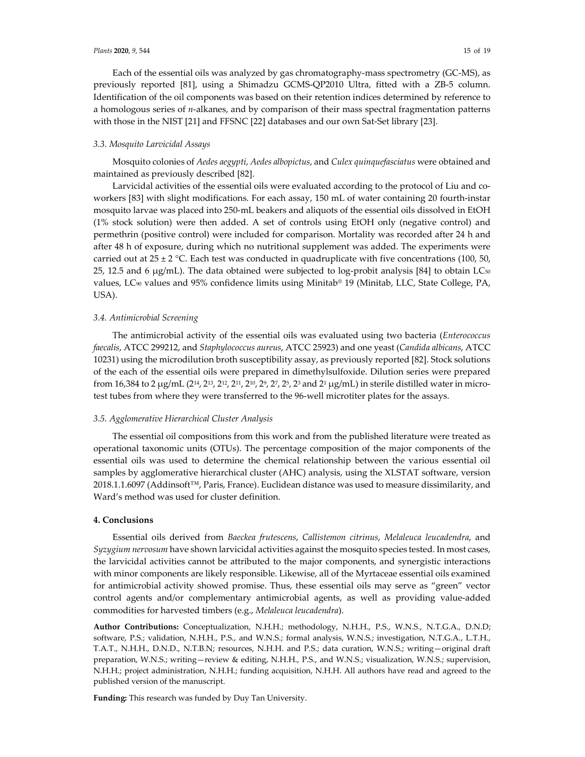Each of the essential oils was analyzed by gas chromatography-mass spectrometry (GC-MS), as previously reported [81], using a Shimadzu GCMS-QP2010 Ultra, fitted with a ZB-5 column. Identification of the oil components was based on their retention indices determined by reference to a homologous series of *n*-alkanes, and by comparison of their mass spectral fragmentation patterns with those in the NIST [21] and FFSNC [22] databases and our own Sat-Set library [23].

### *3.3. Mosquito Larvicidal Assays*

Mosquito colonies of *Aedes aegypti*, *Aedes albopictus*, and *Culex quinquefasciatus* were obtained and maintained as previously described [82].

Larvicidal activities of the essential oils were evaluated according to the protocol of Liu and co-workers [83] with slight modifications. For each assay, 150 mL of water containing 20 fourth-instar mosquito larvae was placed into 250-mL beakers and aliquots of the essential oils dissolved in EtOH (1% stock solution) were then added. A set of controls using EtOH only (negative control) and permethrin (positive control) were included for comparison. Mortality was recorded after 24 h and after 48 h of exposure, during which no nutritional supplement was added. The experiments were carried out at 25 ± 2 °C. Each test was conducted in quadruplicate with five concentrations (100, 50, 25, 12.5 and 6 μg/mL). The data obtained were subjected to log-probit analysis [84] to obtain $LC_{50}$ values, $LC_{90}$ values and 95% confidence limits using Minitab® 19 (Minitab, LLC, State College, PA, USA).

### *3.4. Antimicrobial Screening*

The antimicrobial activity of the essential oils was evaluated using two bacteria (*Enterococcus faecalis*, ATCC 299212, and *Staphylococcus aureus*, ATCC 25923) and one yeast (*Candida albicans*, ATCC 10231) using the microdilution broth susceptibility assay, as previously reported [82]. Stock solutions of the each of the essential oils were prepared in dimethylsulfoxide. Dilution series were prepared from 16,384 to 2 μg/mL ($2^{14}$, $2^{13}$, $2^{12}$, $2^{11}$, $2^{10}$, $2^{9}$, $2^{7}$, $2^{5}$, $2^{3}$ and $2^{1}$ μg/mL) in sterile distilled water in micro-test tubes from where they were transferred to the 96-well microtiter plates for the assays.

### *3.5. Agglomerative Hierarchical Cluster Analysis*

The essential oil compositions from this work and from the published literature were treated as operational taxonomic units (OTUs). The percentage composition of the major components of the essential oils was used to determine the chemical relationship between the various essential oil samples by agglomerative hierarchical cluster (AHC) analysis, using the XLSTAT software, version 2018.1.1.6097 (Addinsoft™, Paris, France). Euclidean distance was used to measure dissimilarity, and Ward's method was used for cluster definition.

## **4. Conclusions**

Essential oils derived from *Baeckea frutescens*, *Callistemon citrinus*, *Melaleuca leucadendra*, and *Syzygium nervosum* have shown larvicidal activities against the mosquito species tested. In most cases, the larvicidal activities cannot be attributed to the major components, and synergistic interactions with minor components are likely responsible. Likewise, all of the Myrtaceae essential oils examined for antimicrobial activity showed promise. Thus, these essential oils may serve as "green" vector control agents and/or complementary antimicrobial agents, as well as providing value-added commodities for harvested timbers (e.g., *Melaleuca leucadendra*).

**Author Contributions:** Conceptualization, N.H.H.; methodology, N.H.H., P.S., W.N.S., N.T.G.A., D.N.D; software, P.S.; validation, N.H.H., P.S., and W.N.S.; formal analysis, W.N.S.; investigation, N.T.G.A., L.T.H., T.A.T., N.H.H., D.N.D., N.T.B.N; resources, N.H.H. and P.S.; data curation, W.N.S.; writing—original draft preparation, W.N.S.; writing—review & editing, N.H.H., P.S., and W.N.S.; visualization, W.N.S.; supervision, N.H.H.; project administration, N.H.H.; funding acquisition, N.H.H. All authors have read and agreed to the published version of the manuscript.

**Funding:** This research was funded by Duy Tan University.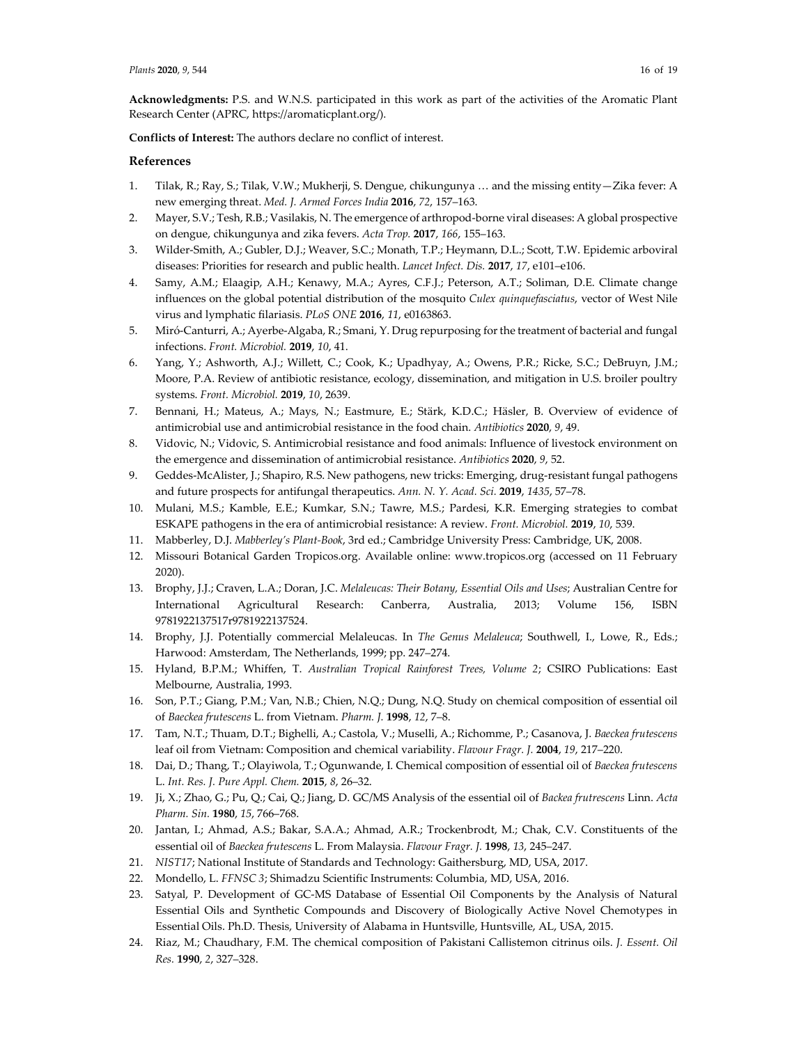**Acknowledgments:** P.S. and W.N.S. participated in this work as part of the activities of the Aromatic Plant Research Center (APRC, https://aromaticplant.org/).

**Conflicts of Interest:** The authors declare no conflict of interest.

## References

1. Tilak, R.; Ray, S.; Tilak, V.W.; Mukherji, S. Dengue, chikungunya … and the missing entity—Zika fever: A new emerging threat. *Med. J. Armed Forces India* **2016**, *72*, 157–163.
2. Mayer, S.V.; Tesh, R.B.; Vasilakis, N. The emergence of arthropod-borne viral diseases: A global prospective on dengue, chikungunya and zika fevers. *Acta Trop.* **2017**, *166*, 155–163.
3. Wilder-Smith, A.; Gubler, D.J.; Weaver, S.C.; Monath, T.P.; Heymann, D.L.; Scott, T.W. Epidemic arboviral diseases: Priorities for research and public health. *Lancet Infect. Dis.* **2017**, *17*, e101–e106.
4. Samy, A.M.; Elaagip, A.H.; Kenawy, M.A.; Ayres, C.F.J.; Peterson, A.T.; Soliman, D.E. Climate change influences on the global potential distribution of the mosquito *Culex quinquefasciatus*, vector of West Nile virus and lymphatic filariasis. *PLoS ONE* **2016**, *11*, e0163863.
5. Miró-Canturri, A.; Ayerbe-Algaba, R.; Smani, Y. Drug repurposing for the treatment of bacterial and fungal infections. *Front. Microbiol.* **2019**, *10*, 41.
6. Yang, Y.; Ashworth, A.J.; Willett, C.; Cook, K.; Upadhyay, A.; Owens, P.R.; Ricke, S.C.; DeBruyn, J.M.; Moore, P.A. Review of antibiotic resistance, ecology, dissemination, and mitigation in U.S. broiler poultry systems. *Front. Microbiol.* **2019**, *10*, 2639.
7. Bennani, H.; Mateus, A.; Mays, N.; Eastmure, E.; Stärk, K.D.C.; Häsler, B. Overview of evidence of antimicrobial use and antimicrobial resistance in the food chain. *Antibiotics* **2020**, *9*, 49.
8. Vidovic, N.; Vidovic, S. Antimicrobial resistance and food animals: Influence of livestock environment on the emergence and dissemination of antimicrobial resistance. *Antibiotics* **2020**, *9*, 52.
9. Geddes-McAlister, J.; Shapiro, R.S. New pathogens, new tricks: Emerging, drug-resistant fungal pathogens and future prospects for antifungal therapeutics. *Ann. N. Y. Acad. Sci.* **2019**, *1435*, 57–78.
10. Mulani, M.S.; Kamble, E.E.; Kumkar, S.N.; Tawre, M.S.; Pardesi, K.R. Emerging strategies to combat ESKAPE pathogens in the era of antimicrobial resistance: A review. *Front. Microbiol.* **2019**, *10*, 539.
11. Mabberley, D.J. *Mabberley's Plant-Book*, 3rd ed.; Cambridge University Press: Cambridge, UK, 2008.
12. Missouri Botanical Garden Tropicos.org. Available online: www.tropicos.org (accessed on 11 February 2020).
13. Brophy, J.J.; Craven, L.A.; Doran, J.C. *Melaleucas: Their Botany, Essential Oils and Uses*; Australian Centre for International Agricultural Research: Canberra, Australia, 2013; Volume 156, ISBN 9781922137517r9781922137524.
14. Brophy, J.J. Potentially commercial Melaleucas. In *The Genus Melaleuca*; Southwell, I., Lowe, R., Eds.; Harwood: Amsterdam, The Netherlands, 1999; pp. 247–274.
15. Hyland, B.P.M.; Whiffen, T. *Australian Tropical Rainforest Trees, Volume 2*; CSIRO Publications: East Melbourne, Australia, 1993.
16. Son, P.T.; Giang, P.M.; Van, N.B.; Chien, N.Q.; Dung, N.Q. Study on chemical composition of essential oil of *Baeckea frutescens* L. from Vietnam. *Pharm. J.* **1998**, *12*, 7–8.
17. Tam, N.T.; Thuam, D.T.; Bighelli, A.; Castola, V.; Muselli, A.; Richomme, P.; Casanova, J. *Baeckea frutescens* leaf oil from Vietnam: Composition and chemical variability. *Flavour Fragr. J.* **2004**, *19*, 217–220.
18. Dai, D.; Thang, T.; Olayiwola, T.; Ogunwande, I. Chemical composition of essential oil of *Baeckea frutescens* L. *Int. Res. J. Pure Appl. Chem.* **2015**, *8*, 26–32.
19. Ji, X.; Zhao, G.; Pu, Q.; Cai, Q.; Jiang, D. GC/MS Analysis of the essential oil of *Backea frutrescens* Linn. *Acta Pharm. Sin.* **1980**, *15*, 766–768.
20. Jantan, I.; Ahmad, A.S.; Bakar, S.A.A.; Ahmad, A.R.; Trockenbrodt, M.; Chak, C.V. Constituents of the essential oil of *Baeckea frutescens* L. From Malaysia. *Flavour Fragr. J.* **1998**, *13*, 245–247.
21. *NIST17*; National Institute of Standards and Technology: Gaithersburg, MD, USA, 2017.
22. Mondello, L. *FFNSC 3*; Shimadzu Scientific Instruments: Columbia, MD, USA, 2016.
23. Satyal, P. Development of GC-MS Database of Essential Oil Components by the Analysis of Natural Essential Oils and Synthetic Compounds and Discovery of Biologically Active Novel Chemotypes in Essential Oils. Ph.D. Thesis, University of Alabama in Huntsville, Huntsville, AL, USA, 2015.
24. Riaz, M.; Chaudhary, F.M. The chemical composition of Pakistani Callistemon citrinus oils. *J. Essent. Oil Res.* **1990**, *2*, 327–328.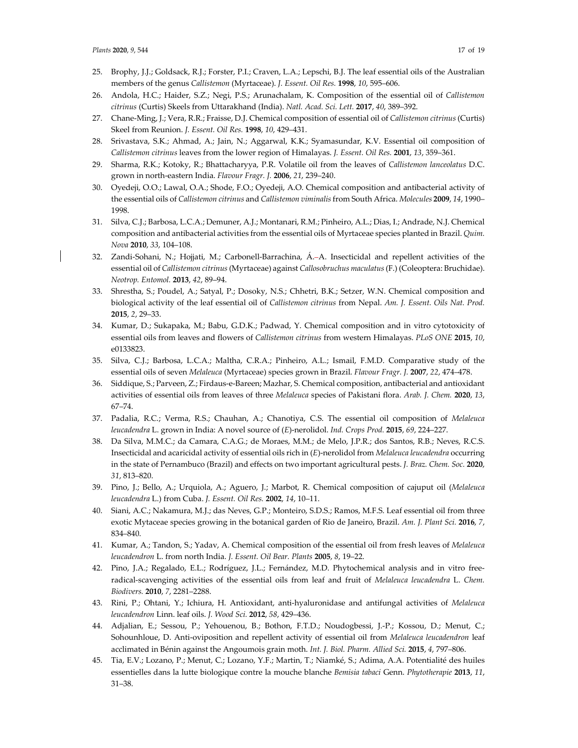25. Brophy, J.J.; Goldsack, R.J.; Forster, P.I.; Craven, L.A.; Lepschi, B.J. The leaf essential oils of the Australian members of the genus *Callistemon* (Myrtaceae). *J. Essent. Oil Res.* **1998**, *10*, 595–606.
26. Andola, H.C.; Haider, S.Z.; Negi, P.S.; Arunachalam, K. Composition of the essential oil of *Callistemon citrinus* (Curtis) Skeels from Uttarakhand (India). *Natl. Acad. Sci. Lett.* **2017**, *40*, 389–392.
27. Chane-Ming, J.; Vera, R.R.; Fraisse, D.J. Chemical composition of essential oil of *Callistemon citrinus* (Curtis) Skeel from Reunion. *J. Essent. Oil Res.* **1998**, *10*, 429–431.
28. Srivastava, S.K.; Ahmad, A.; Jain, N.; Aggarwal, K.K.; Syamasundar, K.V. Essential oil composition of *Callistemon citrinus* leaves from the lower region of Himalayas. *J. Essent. Oil Res.* **2001**, *13*, 359–361.
29. Sharma, R.K.; Kotoky, R.; Bhattacharyya, P.R. Volatile oil from the leaves of *Callistemon lanceolatus* D.C. grown in north-eastern India. *Flavour Fragr. J.* **2006**, *21*, 239–240.
30. Oyedeji, O.O.; Lawal, O.A.; Shode, F.O.; Oyedeji, A.O. Chemical composition and antibacterial activity of the essential oils of *Callistemon citrinus* and *Callistemon viminalis* from South Africa. *Molecules* **2009**, *14*, 1990–1998.
31. Silva, C.J.; Barbosa, L.C.A.; Demuner, A.J.; Montanari, R.M.; Pinheiro, A.L.; Dias, I.; Andrade, N.J. Chemical composition and antibacterial activities from the essential oils of Myrtaceae species planted in Brazil. *Quim. Nova* **2010**, *33*, 104–108.
32. Zandi-Sohani, N.; Hojjati, M.; Carbonell-Barrachina, Á.-A. Insecticidal and repellent activities of the essential oil of *Callistemon citrinus* (Myrtaceae) against *Callosobruchus maculatus* (F.) (Coleoptera: Bruchidae). *Neotrop. Entomol.* **2013**, *42*, 89–94.
33. Shrestha, S.; Poudel, A.; Satyal, P.; Dosoky, N.S.; Chhetri, B.K.; Setzer, W.N. Chemical composition and biological activity of the leaf essential oil of *Callistemon citrinus* from Nepal. *Am. J. Essent. Oils Nat. Prod.* **2015**, *2*, 29–33.
34. Kumar, D.; Sukapaka, M.; Babu, G.D.K.; Padwad, Y. Chemical composition and in vitro cytotoxicity of essential oils from leaves and flowers of *Callistemon citrinus* from western Himalayas. *PLoS ONE* **2015**, *10*, e0133823.
35. Silva, C.J.; Barbosa, L.C.A.; Maltha, C.R.A.; Pinheiro, A.L.; Ismail, F.M.D. Comparative study of the essential oils of seven *Melaleuca* (Myrtaceae) species grown in Brazil. *Flavour Fragr. J.* **2007**, *22*, 474–478.
36. Siddique, S.; Parveen, Z.; Firdaus-e-Bareen; Mazhar, S. Chemical composition, antibacterial and antioxidant activities of essential oils from leaves of three *Melaleuca* species of Pakistani flora. *Arab. J. Chem.* **2020**, *13*, 67–74.
37. Padalia, R.C.; Verma, R.S.; Chauhan, A.; Chanotiya, C.S. The essential oil composition of *Melaleuca leucadendra* L. grown in India: A novel source of (*E*)-nerolidol. *Ind. Crops Prod.* **2015**, *69*, 224–227.
38. Da Silva, M.M.C.; da Camara, C.A.G.; de Moraes, M.M.; de Melo, J.P.R.; dos Santos, R.B.; Neves, R.C.S. Insecticidal and acaricidal activity of essential oils rich in (*E*)-nerolidol from *Melaleuca leucadendra* occurring in the state of Pernambuco (Brazil) and effects on two important agricultural pests. *J. Braz. Chem. Soc.* **2020**, *31*, 813–820.
39. Pino, J.; Bello, A.; Urquiola, A.; Aguero, J.; Marbot, R. Chemical composition of cajuput oil (*Melaleuca leucadendra* L.) from Cuba. *J. Essent. Oil Res.* **2002**, *14*, 10–11.
40. Siani, A.C.; Nakamura, M.J.; das Neves, G.P.; Monteiro, S.D.S.; Ramos, M.F.S. Leaf essential oil from three exotic Mytaceae species growing in the botanical garden of Rio de Janeiro, Brazil. *Am. J. Plant Sci.* **2016**, *7*, 834–840.
41. Kumar, A.; Tandon, S.; Yadav, A. Chemical composition of the essential oil from fresh leaves of *Melaleuca leucadendron* L. from north India. *J. Essent. Oil Bear. Plants* **2005**, *8*, 19–22.
42. Pino, J.A.; Regalado, E.L.; Rodríguez, J.L.; Fernández, M.D. Phytochemical analysis and in vitro free-radical-scavenging activities of the essential oils from leaf and fruit of *Melaleuca leucadendra* L. *Chem. Biodivers.* **2010**, *7*, 2281–2288.
43. Rini, P.; Ohtani, Y.; Ichiura, H. Antioxidant, anti-hyaluronidase and antifungal activities of *Melaleuca leucadendron* Linn. leaf oils. *J. Wood Sci.* **2012**, *58*, 429–436.
44. Adjalian, E.; Sessou, P.; Yehouenou, B.; Bothon, F.T.D.; Noudogbessi, J.-P.; Kossou, D.; Menut, C.; Sohounhloue, D. Anti-oviposition and repellent activity of essential oil from *Melaleuca leucadendron* leaf acclimated in Bénin against the Angoumois grain moth. *Int. J. Biol. Pharm. Allied Sci.* **2015**, *4*, 797–806.
45. Tia, E.V.; Lozano, P.; Menut, C.; Lozano, Y.F.; Martin, T.; Niamké, S.; Adima, A.A. Potentialité des huiles essentielles dans la lutte biologique contre la mouche blanche *Bemisia tabaci* Genn. *Phytotherapie* **2013**, *11*, 31–38.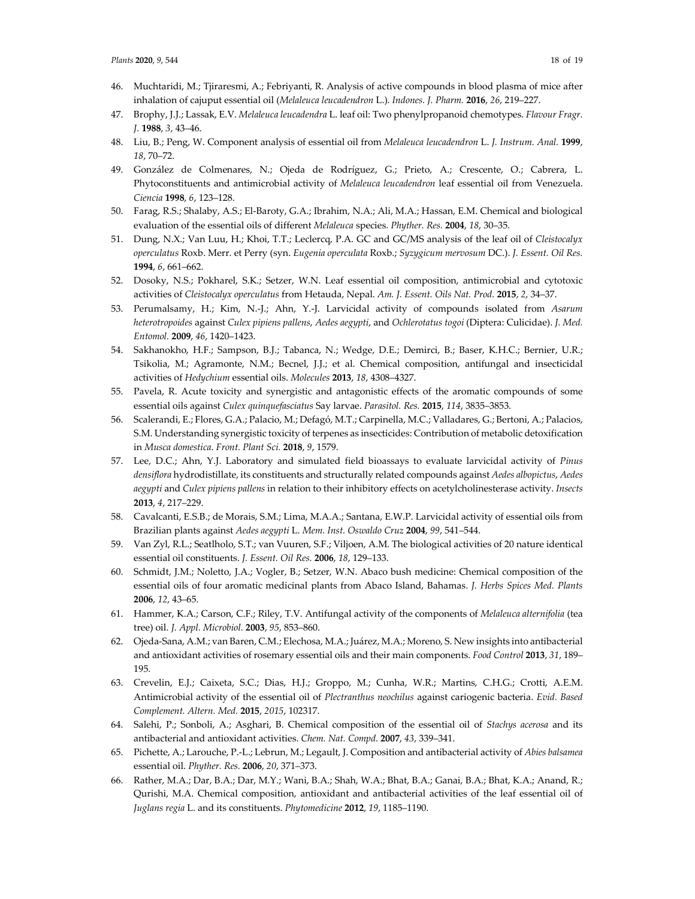46. Muchtaridi, M.; Tjiraresmi, A.; Febriyanti, R. Analysis of active compounds in blood plasma of mice after inhalation of cajuput essential oil (*Melaleuca leucadendron* L.). *Indones. J. Pharm.* **2016**, *26*, 219–227.
47. Brophy, J.J.; Lassak, E.V. *Melaleuca leucadendra* L. leaf oil: Two phenylpropanoid chemotypes. *Flavour Fragr. J.* **1988**, *3*, 43–46.
48. Liu, B.; Peng, W. Component analysis of essential oil from *Melaleuca leucadendron* L. *J. Instrum. Anal.* **1999**, *18*, 70–72.
49. González de Colmenares, N.; Ojeda de Rodríguez, G.; Prieto, A.; Crescente, O.; Cabrera, L. Phytoconstituents and antimicrobial activity of *Melaleuca leucadendron* leaf essential oil from Venezuela. *Ciencia* **1998**, *6*, 123–128.
50. Farag, R.S.; Shalaby, A.S.; El-Baroty, G.A.; Ibrahim, N.A.; Ali, M.A.; Hassan, E.M. Chemical and biological evaluation of the essential oils of different *Melaleuca* species. *Phyther. Res.* **2004**, *18*, 30–35.
51. Dung, N.X.; Van Luu, H.; Khoi, T.T.; Leclercq, P.A. GC and GC/MS analysis of the leaf oil of *Cleistocalyx operculatus* Roxb. Merr. et Perry (syn. *Eugenia operculata* Roxb.; *Syzygicum mervosum* DC.). *J. Essent. Oil Res.* **1994**, *6*, 661–662.
52. Dosoky, N.S.; Pokharel, S.K.; Setzer, W.N. Leaf essential oil composition, antimicrobial and cytotoxic activities of *Cleistocalyx operculatus* from Hetauda, Nepal. *Am. J. Essent. Oils Nat. Prod.* **2015**, *2*, 34–37.
53. Perumalsamy, H.; Kim, N.-J.; Ahn, Y.-J. Larvicidal activity of compounds isolated from *Asarum heterotropoides* against *Culex pipiens pallens*, *Aedes aegypti*, and *Ochlerotatus togoi* (Diptera: Culicidae). *J. Med. Entomol.* **2009**, *46*, 1420–1423.
54. Sakhanokho, H.F.; Sampson, B.J.; Tabanca, N.; Wedge, D.E.; Demirci, B.; Baser, K.H.C.; Bernier, U.R.; Tsikolia, M.; Agramonte, N.M.; Becnel, J.J.; et al. Chemical composition, antifungal and insecticidal activities of *Hedychium* essential oils. *Molecules* **2013**, *18*, 4308–4327.
55. Pavela, R. Acute toxicity and synergistic and antagonistic effects of the aromatic compounds of some essential oils against *Culex quinquefasciatus* Say larvae. *Parasitol. Res.* **2015**, *114*, 3835–3853.
56. Scalerandi, E.; Flores, G.A.; Palacio, M.; Defagó, M.T.; Carpinella, M.C.; Valladares, G.; Bertoni, A.; Palacios, S.M. Understanding synergistic toxicity of terpenes as insecticides: Contribution of metabolic detoxification in *Musca domestica*. *Front. Plant Sci.* **2018**, *9*, 1579.
57. Lee, D.C.; Ahn, Y.J. Laboratory and simulated field bioassays to evaluate larvicidal activity of *Pinus densiflora* hydrodistillate, its constituents and structurally related compounds against *Aedes albopictus*, *Aedes aegypti* and *Culex pipiens pallens* in relation to their inhibitory effects on acetylcholinesterase activity. *Insects* **2013**, *4*, 217–229.
58. Cavalcanti, E.S.B.; de Morais, S.M.; Lima, M.A.A.; Santana, E.W.P. Larvicidal activity of essential oils from Brazilian plants against *Aedes aegypti* L. *Mem. Inst. Oswaldo Cruz* **2004**, *99*, 541–544.
59. Van Zyl, R.L.; Seatlholo, S.T.; van Vuuren, S.F.; Viljoen, A.M. The biological activities of 20 nature identical essential oil constituents. *J. Essent. Oil Res.* **2006**, *18*, 129–133.
60. Schmidt, J.M.; Noletto, J.A.; Vogler, B.; Setzer, W.N. Abaco bush medicine: Chemical composition of the essential oils of four aromatic medicinal plants from Abaco Island, Bahamas. *J. Herbs Spices Med. Plants* **2006**, *12*, 43–65.
61. Hammer, K.A.; Carson, C.F.; Riley, T.V. Antifungal activity of the components of *Melaleuca alternifolia* (tea tree) oil. *J. Appl. Microbiol.* **2003**, *95*, 853–860.
62. Ojeda-Sana, A.M.; van Baren, C.M.; Elechosa, M.A.; Juárez, M.A.; Moreno, S. New insights into antibacterial and antioxidant activities of rosemary essential oils and their main components. *Food Control* **2013**, *31*, 189–195.
63. Crevelin, E.J.; Caixeta, S.C.; Dias, H.J.; Groppo, M.; Cunha, W.R.; Martins, C.H.G.; Crotti, A.E.M. Antimicrobial activity of the essential oil of *Plectranthus neochilus* against cariogenic bacteria. *Evid. Based Complement. Altern. Med.* **2015**, *2015*, 102317.
64. Salehi, P.; Sonboli, A.; Asghari, B. Chemical composition of the essential oil of *Stachys acerosa* and its antibacterial and antioxidant activities. *Chem. Nat. Compd.* **2007**, *43*, 339–341.
65. Pichette, A.; Larouche, P.-L.; Lebrun, M.; Legault, J. Composition and antibacterial activity of *Abies balsamea* essential oil. *Phyther. Res.* **2006**, *20*, 371–373.
66. Rather, M.A.; Dar, B.A.; Dar, M.Y.; Wani, B.A.; Shah, W.A.; Bhat, B.A.; Ganai, B.A.; Bhat, K.A.; Anand, R.; Qurishi, M.A. Chemical composition, antioxidant and antibacterial activities of the leaf essential oil of *Juglans regia* L. and its constituents. *Phytomedicine* **2012**, *19*, 1185–1190.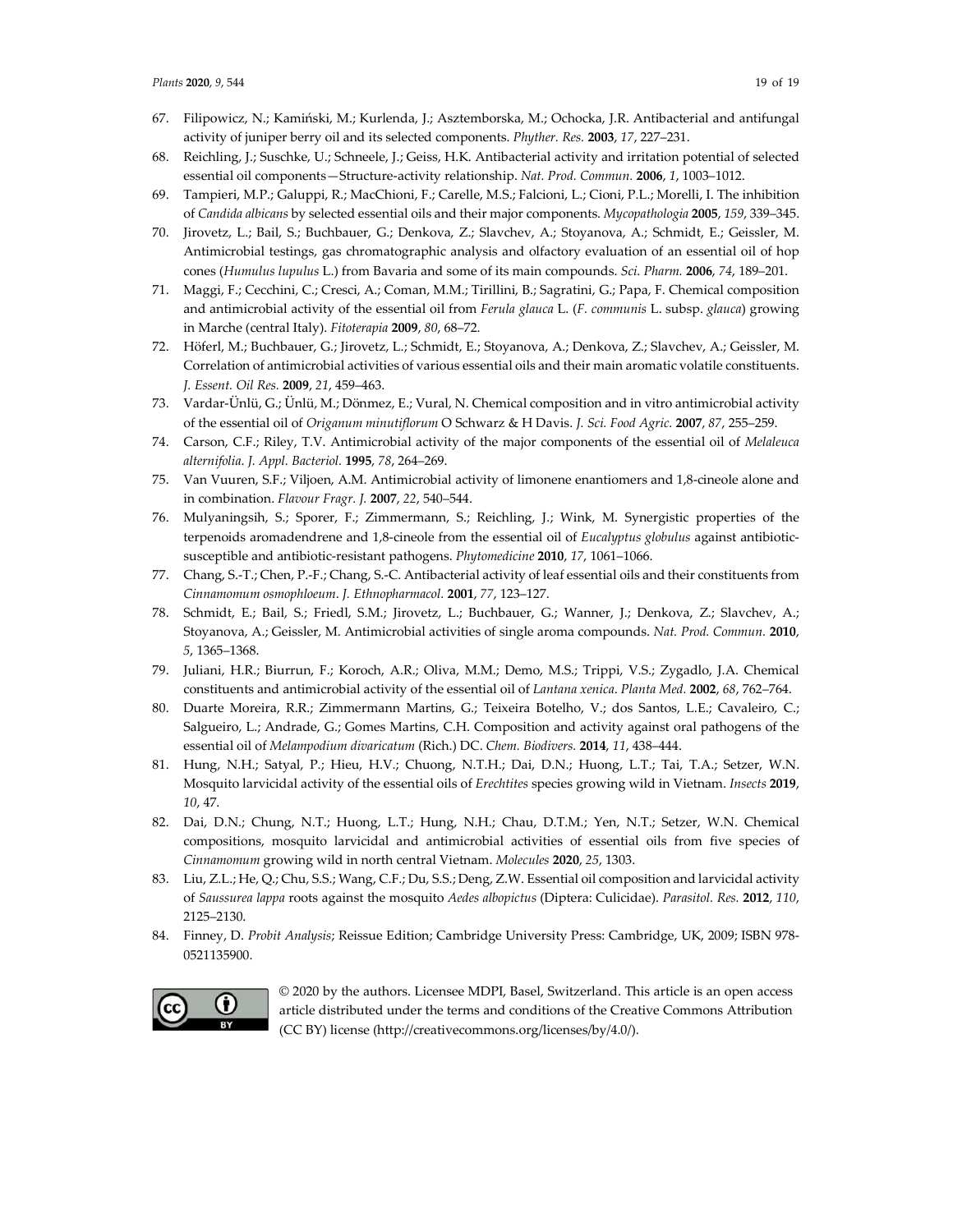67. Filipowicz, N.; Kamiński, M.; Kurlenda, J.; Asztemborska, M.; Ochocka, J.R. Antibacterial and antifungal activity of juniper berry oil and its selected components. *Phyther. Res.* **2003**, *17*, 227–231.
68. Reichling, J.; Suschke, U.; Schneele, J.; Geiss, H.K. Antibacterial activity and irritation potential of selected essential oil components—Structure-activity relationship. *Nat. Prod. Commun.* **2006**, *1*, 1003–1012.
69. Tampieri, M.P.; Galuppi, R.; MacChioni, F.; Carelle, M.S.; Falcioni, L.; Cioni, P.L.; Morelli, I. The inhibition of *Candida albicans* by selected essential oils and their major components. *Mycopathologia* **2005**, *159*, 339–345.
70. Jirovetz, L.; Bail, S.; Buchbauer, G.; Denkova, Z.; Slavchev, A.; Stoyanova, A.; Schmidt, E.; Geissler, M. Antimicrobial testings, gas chromatographic analysis and olfactory evaluation of an essential oil of hop cones (*Humulus lupulus* L.) from Bavaria and some of its main compounds. *Sci. Pharm.* **2006**, *74*, 189–201.
71. Maggi, F.; Cecchini, C.; Cresci, A.; Coman, M.M.; Tirillini, B.; Sagratini, G.; Papa, F. Chemical composition and antimicrobial activity of the essential oil from *Ferula glauca* L. (*F. communis* L. subsp. *glauca*) growing in Marche (central Italy). *Fitoterapia* **2009**, *80*, 68–72.
72. Höferl, M.; Buchbauer, G.; Jirovetz, L.; Schmidt, E.; Stoyanova, A.; Denkova, Z.; Slavchev, A.; Geissler, M. Correlation of antimicrobial activities of various essential oils and their main aromatic volatile constituents. *J. Essent. Oil Res.* **2009**, *21*, 459–463.
73. Vardar-Ünlü, G.; Ünlü, M.; Dönmez, E.; Vural, N. Chemical composition and in vitro antimicrobial activity of the essential oil of *Origanum minutiflorum* O Schwarz & H Davis. *J. Sci. Food Agric.* **2007**, *87*, 255–259.
74. Carson, C.F.; Riley, T.V. Antimicrobial activity of the major components of the essential oil of *Melaleuca alternifolia*. *J. Appl. Bacteriol.* **1995**, *78*, 264–269.
75. Van Vuuren, S.F.; Viljoen, A.M. Antimicrobial activity of limonene enantiomers and 1,8-cineole alone and in combination. *Flavour Fragr. J.* **2007**, *22*, 540–544.
76. Mulyaningsih, S.; Sporer, F.; Zimmermann, S.; Reichling, J.; Wink, M. Synergistic properties of the terpenoids aromadendrene and 1,8-cineole from the essential oil of *Eucalyptus globulus* against antibiotic-susceptible and antibiotic-resistant pathogens. *Phytomedicine* **2010**, *17*, 1061–1066.
77. Chang, S.-T.; Chen, P.-F.; Chang, S.-C. Antibacterial activity of leaf essential oils and their constituents from *Cinnamomum osmophloeum*. *J. Ethnopharmacol.* **2001**, *77*, 123–127.
78. Schmidt, E.; Bail, S.; Friedl, S.M.; Jirovetz, L.; Buchbauer, G.; Wanner, J.; Denkova, Z.; Slavchev, A.; Stoyanova, A.; Geissler, M. Antimicrobial activities of single aroma compounds. *Nat. Prod. Commun.* **2010**, *5*, 1365–1368.
79. Juliani, H.R.; Biurrun, F.; Koroch, A.R.; Oliva, M.M.; Demo, M.S.; Trippi, V.S.; Zygadlo, J.A. Chemical constituents and antimicrobial activity of the essential oil of *Lantana xenica*. *Planta Med.* **2002**, *68*, 762–764.
80. Duarte Moreira, R.R.; Zimmermann Martins, G.; Teixeira Botelho, V.; dos Santos, L.E.; Cavaleiro, C.; Salgueiro, L.; Andrade, G.; Gomes Martins, C.H. Composition and activity against oral pathogens of the essential oil of *Melampodium divaricatum* (Rich.) DC. *Chem. Biodivers.* **2014**, *11*, 438–444.
81. Hung, N.H.; Satyal, P.; Hieu, H.V.; Chuong, N.T.H.; Dai, D.N.; Huong, L.T.; Tai, T.A.; Setzer, W.N. Mosquito larvicidal activity of the essential oils of *Erechtites* species growing wild in Vietnam. *Insects* **2019**, *10*, 47.
82. Dai, D.N.; Chung, N.T.; Huong, L.T.; Hung, N.H.; Chau, D.T.M.; Yen, N.T.; Setzer, W.N. Chemical compositions, mosquito larvicidal and antimicrobial activities of essential oils from five species of *Cinnamomum* growing wild in north central Vietnam. *Molecules* **2020**, *25*, 1303.
83. Liu, Z.L.; He, Q.; Chu, S.S.; Wang, C.F.; Du, S.S.; Deng, Z.W. Essential oil composition and larvicidal activity of *Saussurea lappa* roots against the mosquito *Aedes albopictus* (Diptera: Culicidae). *Parasitol. Res.* **2012**, *110*, 2125–2130.
84. Finney, D. *Probit Analysis*; Reissue Edition; Cambridge University Press: Cambridge, UK, 2009; ISBN 978-0521135900.

© 2020 by the authors. Licensee MDPI, Basel, Switzerland. This article is an open access article distributed under the terms and conditions of the Creative Commons Attribution (CC BY) license (http://creativecommons.org/licenses/by/4.0/).